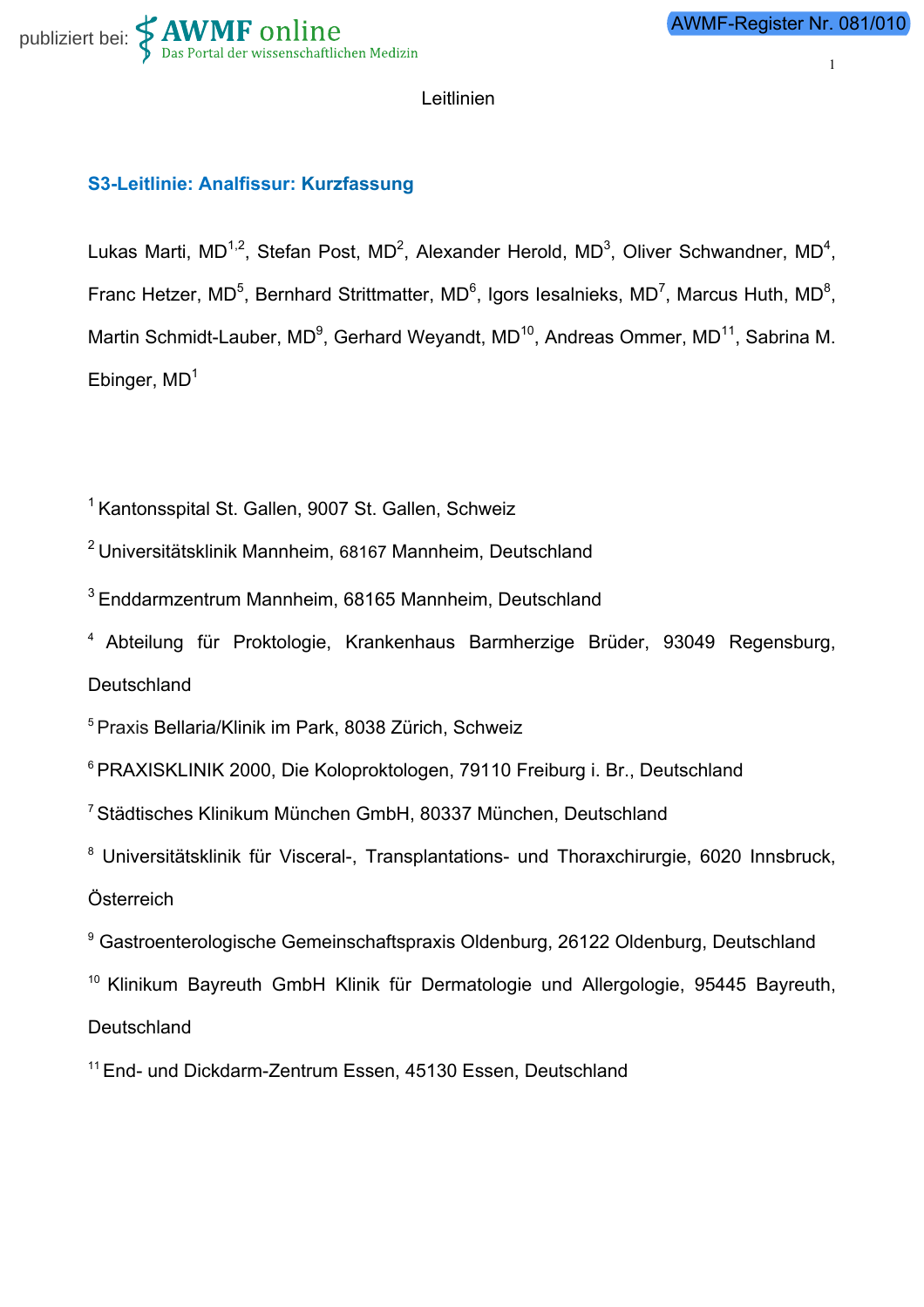Leitlinien

## S3-Leitlinie: Analfissur: Kurzfassung

Lukas Marti, MD[1,2], Stefan Post, MD[2], Alexander Herold, MD[3], Oliver Schwandner, MD[4], Franc Hetzer, MD[5], Bernhard Strittmatter, MD[6], Igors Iesalnieks, MD[7], Marcus Huth, MD[8], Martin Schmidt-Lauber, MD[9], Gerhard Weyandt, MD[10], Andreas Ommer, MD[11], Sabrina M. Ebinger, MD[1]

[1] Kantonsspital St. Gallen, 9007 St. Gallen, Schweiz

[2] Universitätsklinik Mannheim, 68167 Mannheim, Deutschland

[3] Enddarmzentrum Mannheim, 68165 Mannheim, Deutschland

[4] Abteilung für Proktologie, Krankenhaus Barmherzige Brüder, 93049 Regensburg, Deutschland

[5] Praxis Bellaria/Klinik im Park, 8038 Zürich, Schweiz

[6] PRAXISKLINIK 2000, Die Koloproktologen, 79110 Freiburg i. Br., Deutschland

[7] Städtisches Klinikum München GmbH, 80337 München, Deutschland

[8] Universitätsklinik für Visceral-, Transplantations- und Thoraxchirurgie, 6020 Innsbruck, Österreich

[9] Gastroenterologische Gemeinschaftspraxis Oldenburg, 26122 Oldenburg, Deutschland

[10] Klinikum Bayreuth GmbH Klinik für Dermatologie und Allergologie, 95445 Bayreuth, Deutschland

[11] End- und Dickdarm-Zentrum Essen, 45130 Essen, Deutschland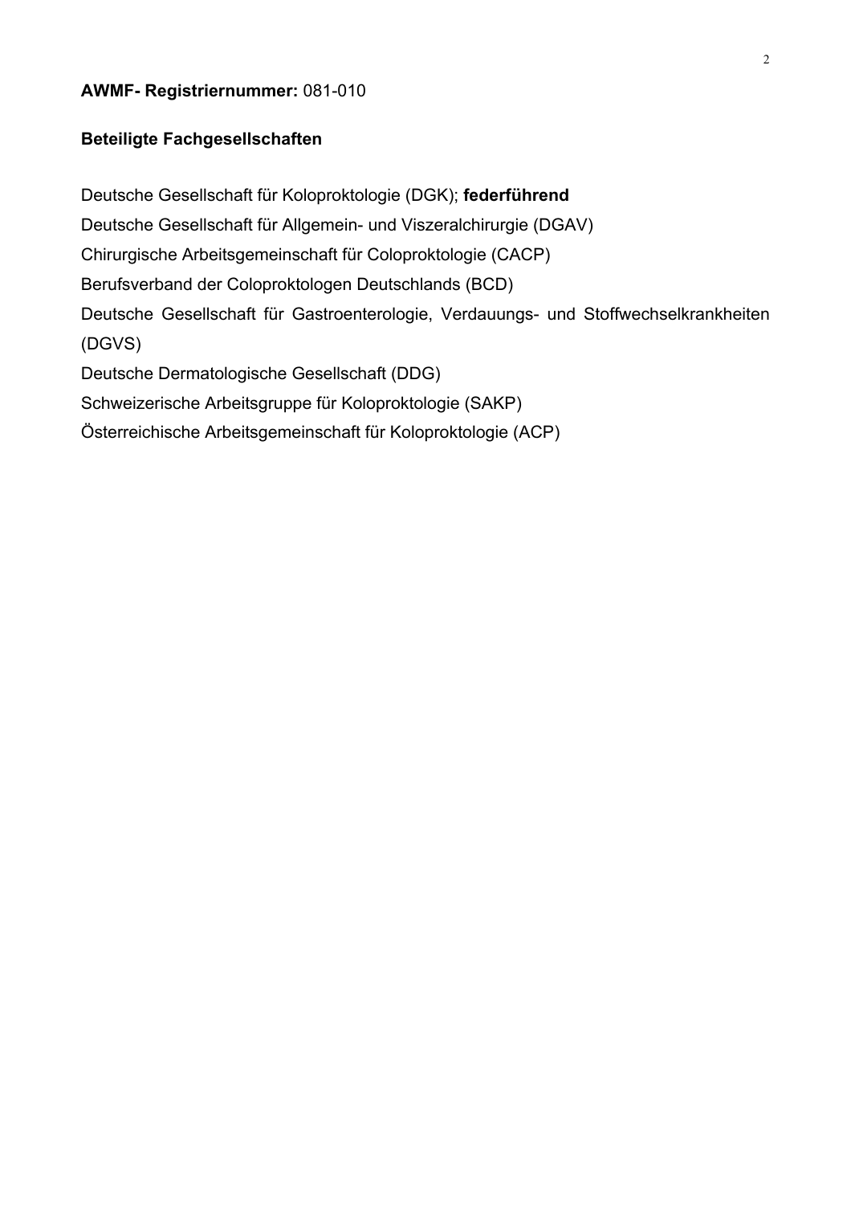**AWMF- Registriernummer:** 081-010

**Beteiligte Fachgesellschaften**

Deutsche Gesellschaft für Koloproktologie (DGK); **federführend**
Deutsche Gesellschaft für Allgemein- und Viszeralchirurgie (DGAV)
Chirurgische Arbeitsgemeinschaft für Coloproktologie (CACP)
Berufsverband der Coloproktologen Deutschlands (BCD)
Deutsche Gesellschaft für Gastroenterologie, Verdauungs- und Stoffwechselkrankheiten (DGVS)
Deutsche Dermatologische Gesellschaft (DDG)
Schweizerische Arbeitsgruppe für Koloproktologie (SAKP)
Österreichische Arbeitsgemeinschaft für Koloproktologie (ACP)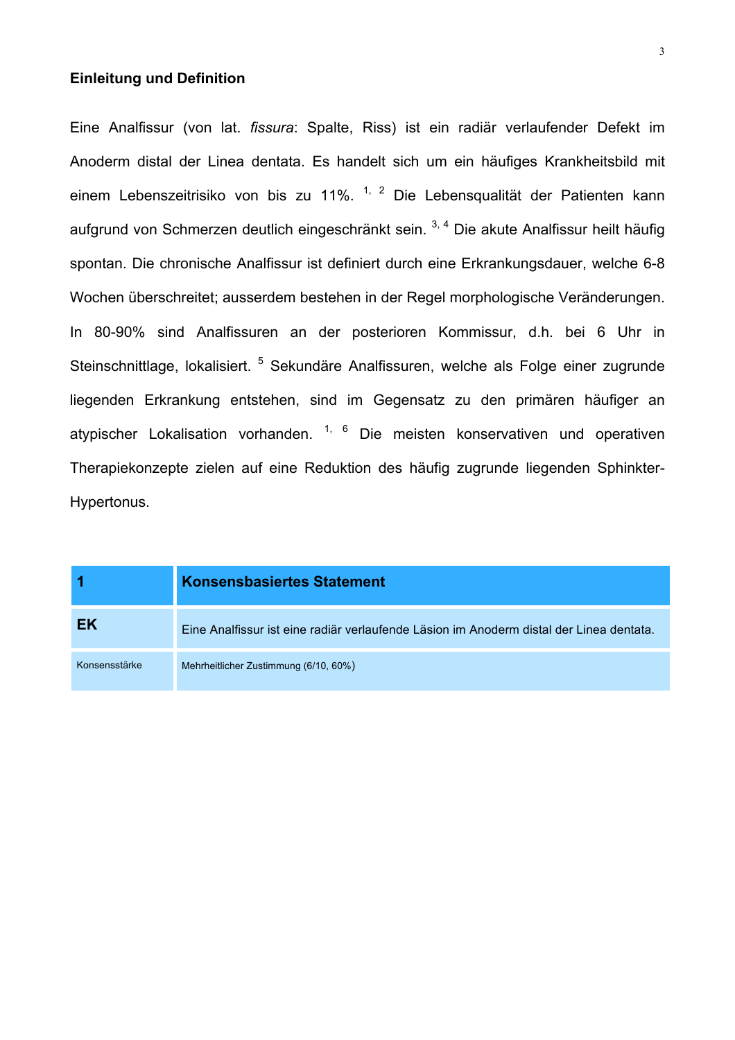## Einleitung und Definition

Eine Analfissur (von lat. *fissura*: Spalte, Riss) ist ein radiär verlaufender Defekt im Anoderm distal der Linea dentata. Es handelt sich um ein häufiges Krankheitsbild mit einem Lebenszeitrisiko von bis zu 11%. [1, 2] Die Lebensqualität der Patienten kann aufgrund von Schmerzen deutlich eingeschränkt sein. [3, 4] Die akute Analfissur heilt häufig spontan. Die chronische Analfissur ist definiert durch eine Erkrankungsdauer, welche 6-8 Wochen überschreitet; ausserdem bestehen in der Regel morphologische Veränderungen. In 80-90% sind Analfissuren an der posterioren Kommissur, d.h. bei 6 Uhr in Steinschnittlage, lokalisiert. [5] Sekundäre Analfissuren, welche als Folge einer zugrunde liegenden Erkrankung entstehen, sind im Gegensatz zu den primären häufiger an atypischer Lokalisation vorhanden. [1, 6] Die meisten konservativen und operativen Therapiekonzepte zielen auf eine Reduktion des häufig zugrunde liegenden Sphinkter-Hypertonus.

| 1 | Konsensbasiertes Statement |
|---|---|
| EK | Eine Analfissur ist eine radiär verlaufende Läsion im Anoderm distal der Linea dentata. |
| Konsensstärke | Mehrheitlicher Zustimmung (6/10, 60%) |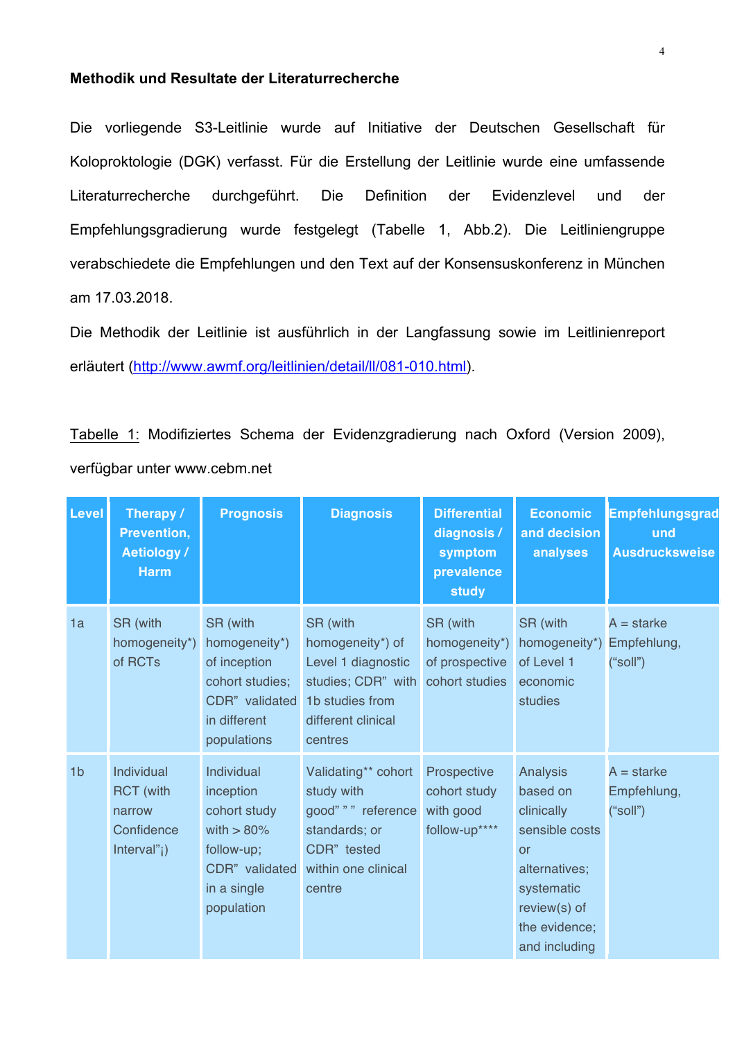**Methodik und Resultate der Literaturrecherche**

Die vorliegende S3-Leitlinie wurde auf Initiative der Deutschen Gesellschaft für Koloproktologie (DGK) verfasst. Für die Erstellung der Leitlinie wurde eine umfassende Literaturrecherche durchgeführt. Die Definition der Evidenzlevel und der Empfehlungsgradierung wurde festgelegt (Tabelle 1, Abb.2). Die Leitliniengruppe verabschiedete die Empfehlungen und den Text auf der Konsensuskonferenz in München am 17.03.2018.

Die Methodik der Leitlinie ist ausführlich in der Langfassung sowie im Leitlinienreport erläutert (http://www.awmf.org/leitlinien/detail/ll/081-010.html).

Tabelle 1: Modifiziertes Schema der Evidenzgradierung nach Oxford (Version 2009), verfügbar unter www.cebm.net

| Level | Therapy / Prevention, Aetiology / Harm | Prognosis | Diagnosis | Differential diagnosis / symptom prevalence study | Economic and decision analyses | Empfehlungsgrad und Ausdrucksweise |
|---|---|---|---|---|---|---|
| 1a | SR (with homogeneity*) of RCTs | SR (with homogeneity*) of inception cohort studies; CDR" validated in different populations | SR (with homogeneity*) of Level 1 diagnostic studies; CDR" with 1b studies from different clinical centres | SR (with homogeneity*) of prospective cohort studies | SR (with homogeneity*) of Level 1 economic studies | A = starke Empfehlung, ("soll") |
| 1b | Individual RCT (with narrow Confidence Interval"¡) | Individual inception cohort study with > 80% follow-up; CDR" validated in a single population | Validating** cohort study with good" " " reference standards; or CDR" tested within one clinical centre | Prospective cohort study with good follow-up**** | Analysis based on clinically sensible costs or alternatives; systematic review(s) of the evidence; and including | A = starke Empfehlung, ("soll") |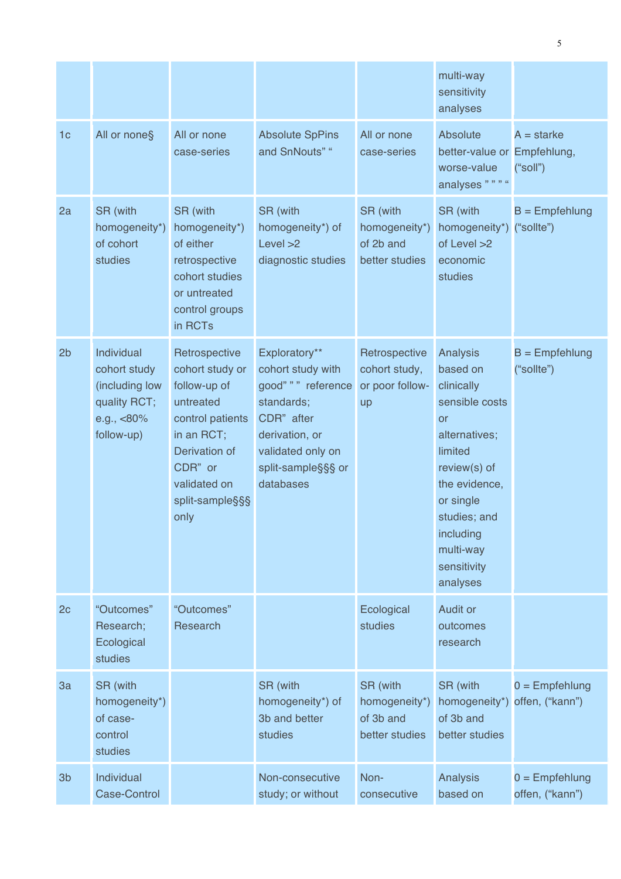| | | | | | | |
|---|---|---|---|---|---|---|
| | | | | | multi-way sensitivity analyses | |
| 1c | All or none§ | All or none case-series | Absolute SpPins and SnNouts" " | All or none case-series | Absolute better-value or worse-value analyses " " " " | A = starke Empfehlung, ("soll") |
| 2a | SR (with homogeneity*) of cohort studies | SR (with homogeneity*) of either retrospective cohort studies or untreated control groups in RCTs | SR (with homogeneity*) of Level >2 diagnostic studies | SR (with homogeneity*) of 2b and better studies | SR (with homogeneity*) of Level >2 economic studies | B = Empfehlung ("sollte") |
| 2b | Individual cohort study (including low quality RCT; e.g., <80% follow-up) | Retrospective cohort study or follow-up of untreated control patients in an RCT; Derivation of CDR" or validated on split-sample§§§ only | Exploratory** cohort study with good" " " reference standards; CDR" after derivation, or validated only on split-sample§§§ or databases | Retrospective cohort study, or poor follow-up | Analysis based on clinically sensible costs or alternatives; limited review(s) of the evidence, or single studies; and including multi-way sensitivity analyses | B = Empfehlung ("sollte") |
| 2c | "Outcomes" Research; Ecological studies | "Outcomes" Research | | Ecological studies | Audit or outcomes research | |
| 3a | SR (with homogeneity*) of case-control studies | | SR (with homogeneity*) of 3b and better studies | SR (with homogeneity*) of 3b and better studies | SR (with homogeneity*) of 3b and better studies | 0 = Empfehlung offen, ("kann") |
| 3b | Individual Case-Control | | Non-consecutive study; or without | Non-consecutive | Analysis based on | 0 = Empfehlung offen, ("kann") |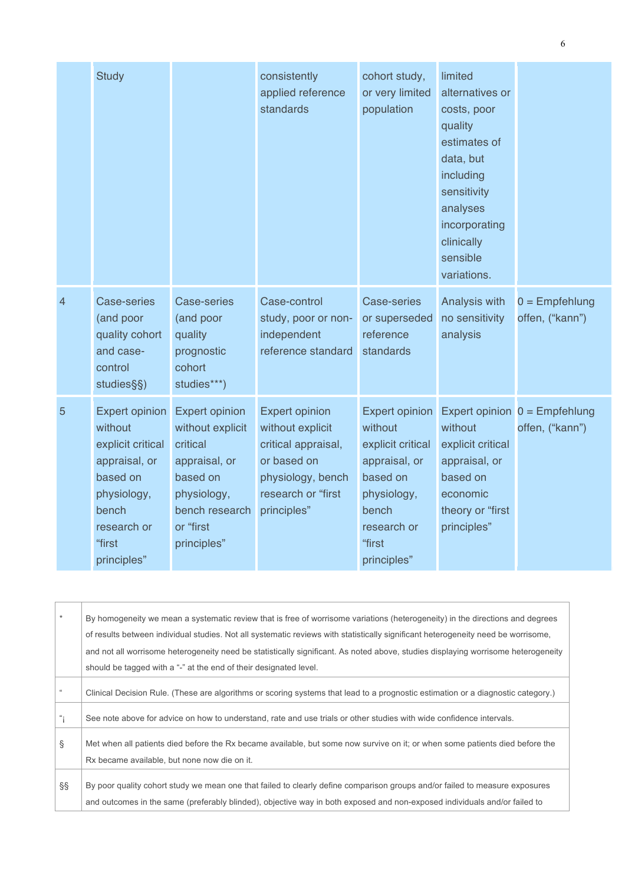| | | | | | | |
|---|---|---|---|---|---|---|
| | Study | | consistently applied reference standards | cohort study, or very limited population | limited alternatives or costs, poor quality estimates of data, but including sensitivity analyses incorporating clinically sensible variations. | |
| 4 | Case-series (and poor quality cohort and case-control studies§§) | Case-series (and poor quality prognostic cohort studies***) | Case-control study, poor or non-independent reference standard | Case-series or superseded reference standards | Analysis with no sensitivity analysis | 0 = Empfehlung offen, ("kann") |
| 5 | Expert opinion without explicit critical appraisal, or based on physiology, bench research or "first principles" | Expert opinion without explicit critical appraisal, or based on physiology, bench research or "first principles" | Expert opinion without explicit critical appraisal, or based on physiology, bench research or "first principles" | Expert opinion without explicit critical appraisal, or based on physiology, bench research or "first principles" | Expert opinion without explicit critical appraisal, or based on economic theory or "first principles" | 0 = Empfehlung offen, ("kann") |

| | |
|---|---|
| * | By homogeneity we mean a systematic review that is free of worrisome variations (heterogeneity) in the directions and degrees of results between individual studies. Not all systematic reviews with statistically significant heterogeneity need be worrisome, and not all worrisome heterogeneity need be statistically significant. As noted above, studies displaying worrisome heterogeneity should be tagged with a "-" at the end of their designated level. |
| " | Clinical Decision Rule. (These are algorithms or scoring systems that lead to a prognostic estimation or a diagnostic category.) |
| "¡ | See note above for advice on how to understand, rate and use trials or other studies with wide confidence intervals. |
| § | Met when all patients died before the Rx became available, but some now survive on it; or when some patients died before the Rx became available, but none now die on it. |
| §§ | By poor quality cohort study we mean one that failed to clearly define comparison groups and/or failed to measure exposures and outcomes in the same (preferably blinded), objective way in both exposed and non-exposed individuals and/or failed to |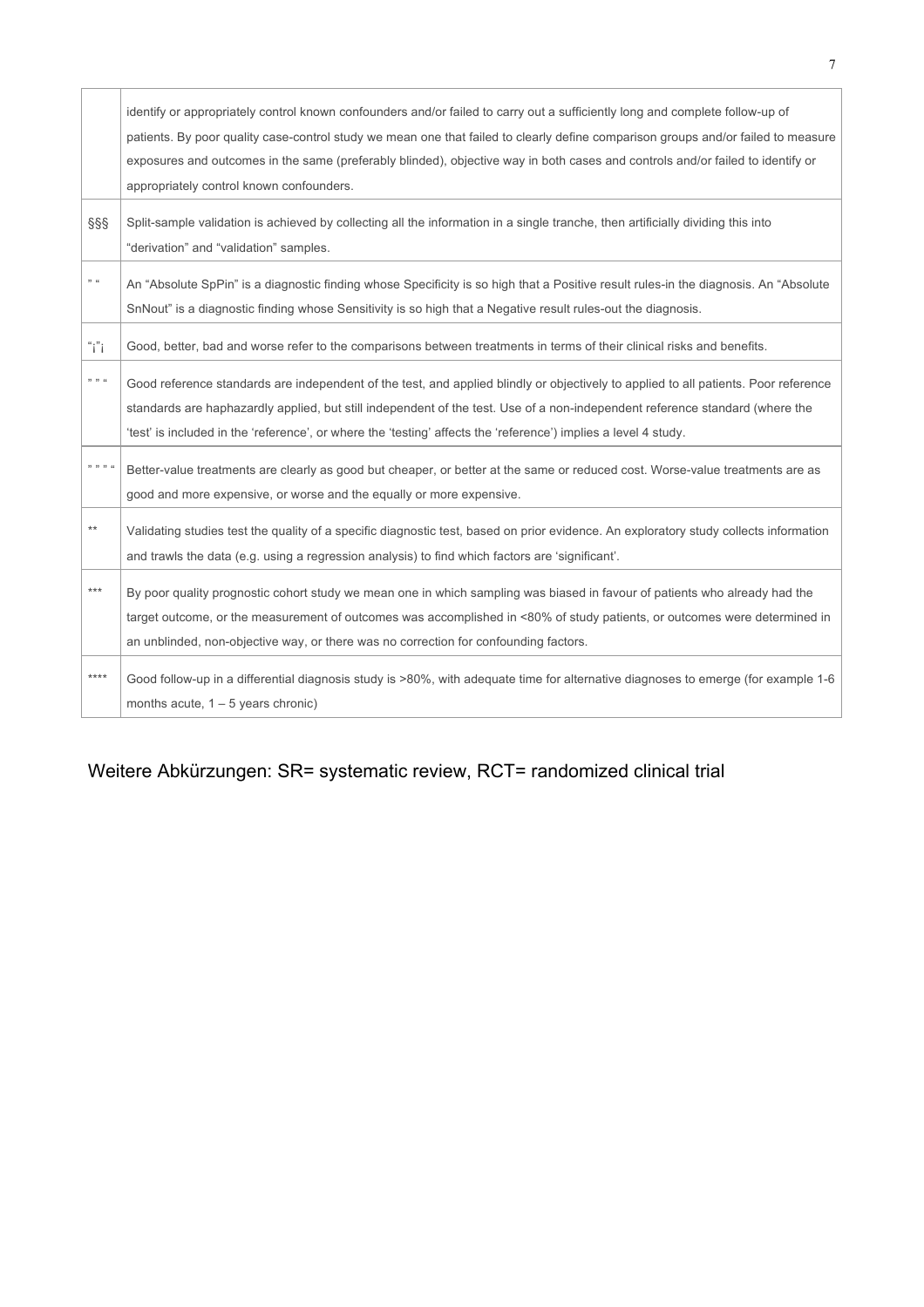| | |
|---|---|
| | identify or appropriately control known confounders and/or failed to carry out a sufficiently long and complete follow-up of patients. By poor quality case-control study we mean one that failed to clearly define comparison groups and/or failed to measure exposures and outcomes in the same (preferably blinded), objective way in both cases and controls and/or failed to identify or appropriately control known confounders. |
| §§§ | Split-sample validation is achieved by collecting all the information in a single tranche, then artificially dividing this into "derivation" and "validation" samples. |
| " " | An "Absolute SpPin" is a diagnostic finding whose Specificity is so high that a Positive result rules-in the diagnosis. An "Absolute SnNout" is a diagnostic finding whose Sensitivity is so high that a Negative result rules-out the diagnosis. |
| "¡"¡ | Good, better, bad and worse refer to the comparisons between treatments in terms of their clinical risks and benefits. |
| " " " | Good reference standards are independent of the test, and applied blindly or objectively to applied to all patients. Poor reference standards are haphazardly applied, but still independent of the test. Use of a non-independent reference standard (where the 'test' is included in the 'reference', or where the 'testing' affects the 'reference') implies a level 4 study. |
| " " " " | Better-value treatments are clearly as good but cheaper, or better at the same or reduced cost. Worse-value treatments are as good and more expensive, or worse and the equally or more expensive. |
| ** | Validating studies test the quality of a specific diagnostic test, based on prior evidence. An exploratory study collects information and trawls the data (e.g. using a regression analysis) to find which factors are 'significant'. |
| *** | By poor quality prognostic cohort study we mean one in which sampling was biased in favour of patients who already had the target outcome, or the measurement of outcomes was accomplished in <80% of study patients, or outcomes were determined in an unblinded, non-objective way, or there was no correction for confounding factors. |
| **** | Good follow-up in a differential diagnosis study is >80%, with adequate time for alternative diagnoses to emerge (for example 1-6 months acute, 1 – 5 years chronic) |

Weitere Abkürzungen: SR= systematic review, RCT= randomized clinical trial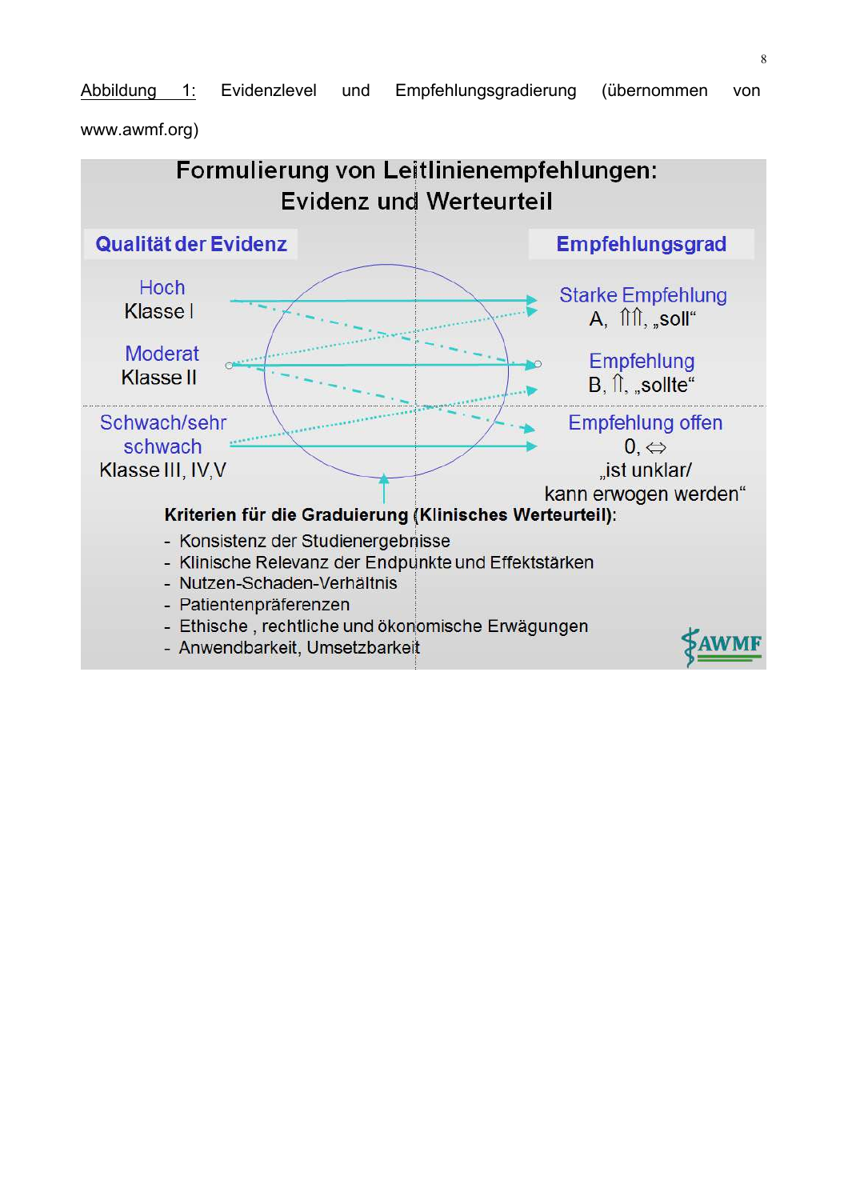Abbildung 1: Evidenzlevel und Empfehlungsgradierung (übernommen von www.awmf.org)

**Formulierung von Leitlinienempfehlungen: Evidenz und Werteurteil**

| Qualität der Evidenz | Empfehlungsgrad |
|---|---|
| Hoch Klasse I | Starke Empfehlung A, ⇑⇑, „soll“ |
| Moderat Klasse II | Empfehlung B, ⇑, „sollte“ |
| Schwach/sehr schwach Klasse III, IV,V | Empfehlung offen 0, ⇔ „ist unklar/ kann erwogen werden“ |

**Kriterien für die Graduierung (Klinisches Werteurteil):**

- Konsistenz der Studienergebnisse
- Klinische Relevanz der Endpunkte und Effektstärken
- Nutzen-Schaden-Verhältnis
- Patientenpräferenzen
- Ethische , rechtliche und ökonomische Erwägungen
- Anwendbarkeit, Umsetzbarkeit

AWMF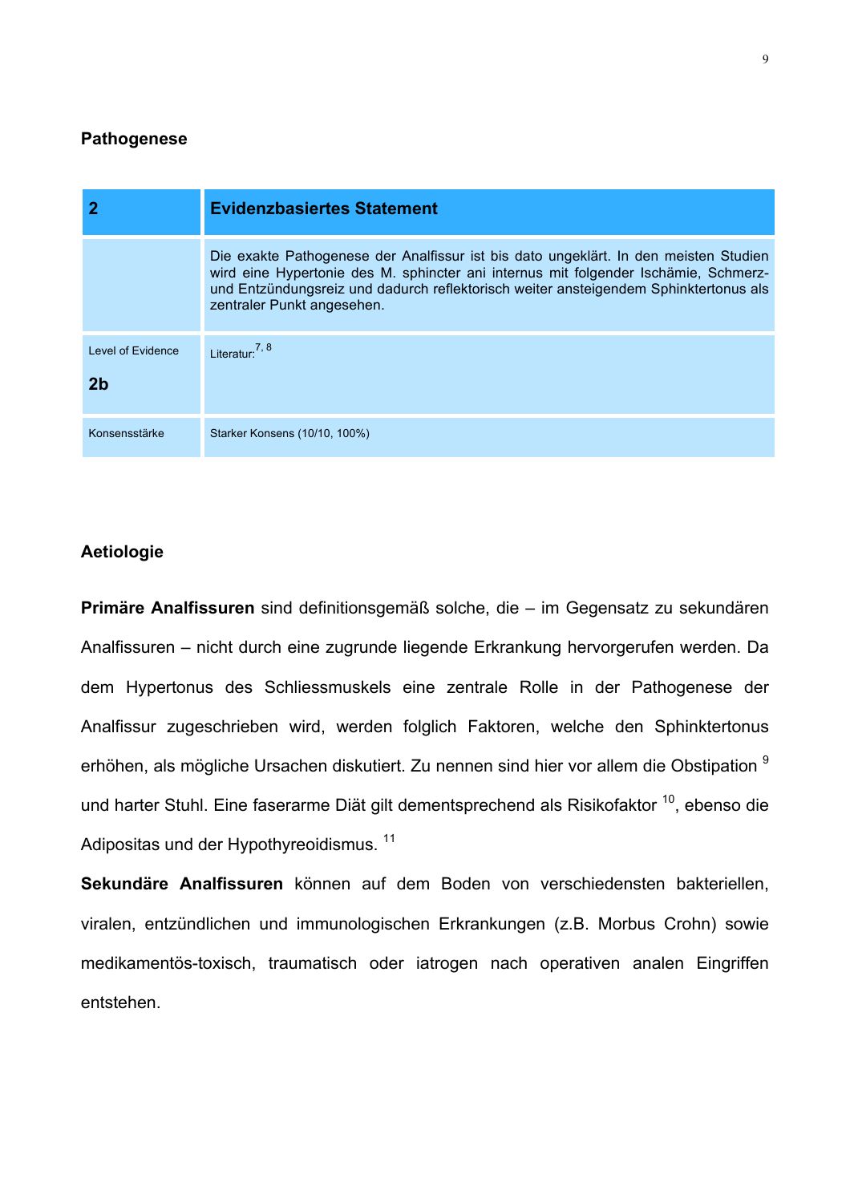## Pathogenese

| 2 | Evidenzbasiertes Statement |
|---|---|
| | Die exakte Pathogenese der Analfissur ist bis dato ungeklärt. In den meisten Studien wird eine Hypertonie des M. sphincter ani internus mit folgender Ischämie, Schmerz- und Entzündungsreiz und dadurch reflektorisch weiter ansteigendem Sphinktertonus als zentraler Punkt angesehen. |
| Level of Evidence **2b** | Literatur:[7, 8] |
| Konsensstärke | Starker Konsens (10/10, 100%) |

## Aetiologie

**Primäre Analfissuren** sind definitionsgemäß solche, die – im Gegensatz zu sekundären Analfissuren – nicht durch eine zugrunde liegende Erkrankung hervorgerufen werden. Da dem Hypertonus des Schliessmuskels eine zentrale Rolle in der Pathogenese der Analfissur zugeschrieben wird, werden folglich Faktoren, welche den Sphinktertonus erhöhen, als mögliche Ursachen diskutiert. Zu nennen sind hier vor allem die Obstipation [9] und harter Stuhl. Eine faserarme Diät gilt dementsprechend als Risikofaktor [10], ebenso die Adipositas und der Hypothyreoidismus. [11]

**Sekundäre Analfissuren** können auf dem Boden von verschiedensten bakteriellen, viralen, entzündlichen und immunologischen Erkrankungen (z.B. Morbus Crohn) sowie medikamentös-toxisch, traumatisch oder iatrogen nach operativen analen Eingriffen entstehen.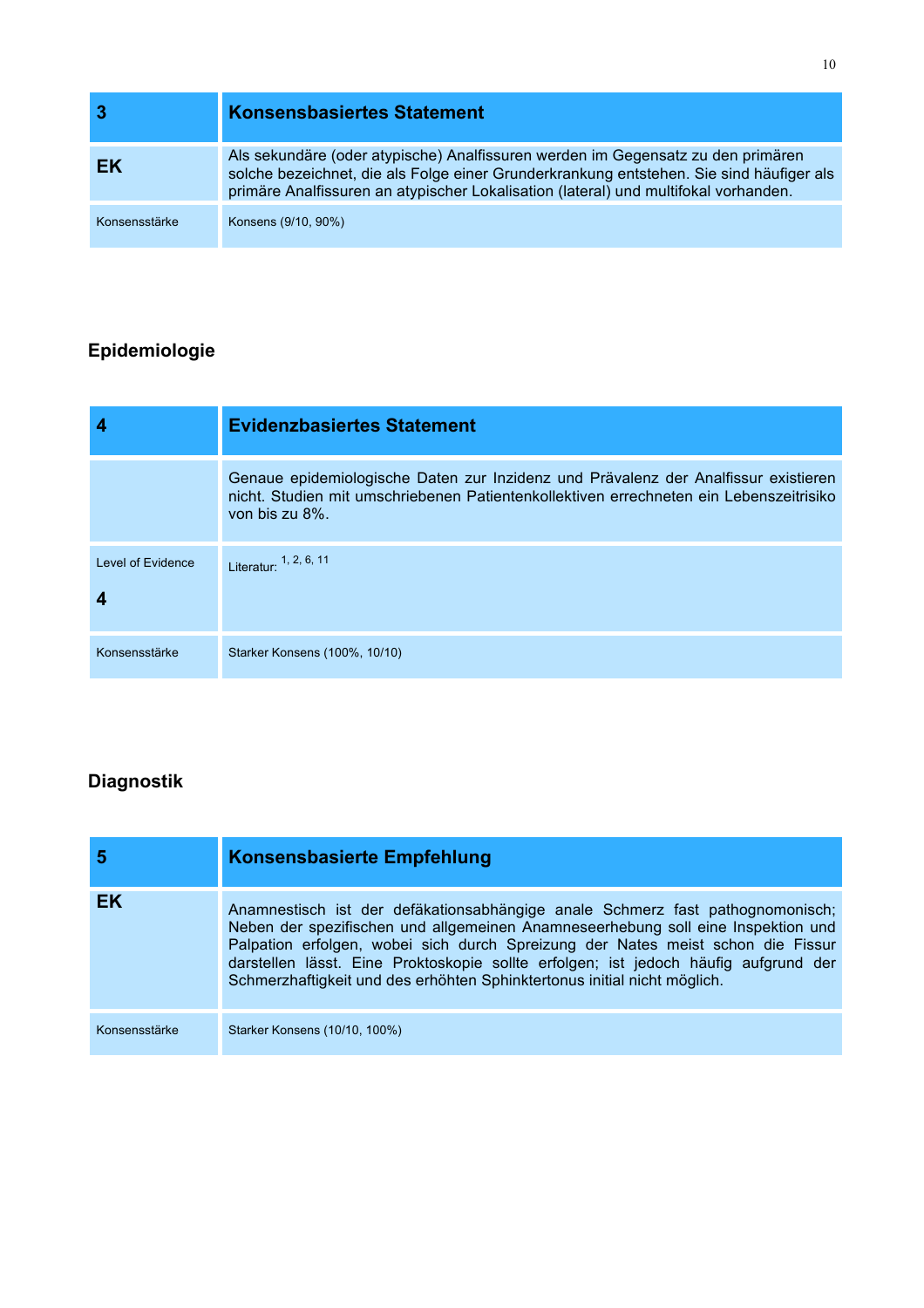| 3 | Konsensbasiertes Statement |
|---|---|
| EK | Als sekundäre (oder atypische) Analfissuren werden im Gegensatz zu den primären solche bezeichnet, die als Folge einer Grunderkrankung entstehen. Sie sind häufiger als primäre Analfissuren an atypischer Lokalisation (lateral) und multifokal vorhanden. |
| Konsensstärke | Konsens (9/10, 90%) |

## Epidemiologie

| 4 | Evidenzbasiertes Statement |
|---|---|
| | Genaue epidemiologische Daten zur Inzidenz und Prävalenz der Analfissur existieren nicht. Studien mit umschriebenen Patientenkollektiven errechneten ein Lebenszeitrisiko von bis zu 8%. |
| Level of Evidence<br>**4** | Literatur: [1, 2, 6, 11] |
| Konsensstärke | Starker Konsens (100%, 10/10) |

## Diagnostik

| 5 | Konsensbasierte Empfehlung |
|---|---|
| EK | Anamnestisch ist der defäkationsabhängige anale Schmerz fast pathognomonisch; Neben der spezifischen und allgemeinen Anamneseerhebung soll eine Inspektion und Palpation erfolgen, wobei sich durch Spreizung der Nates meist schon die Fissur darstellen lässt. Eine Proktoskopie sollte erfolgen; ist jedoch häufig aufgrund der Schmerzhaftigkeit und des erhöhten Sphinktertonus initial nicht möglich. |
| Konsensstärke | Starker Konsens (10/10, 100%) |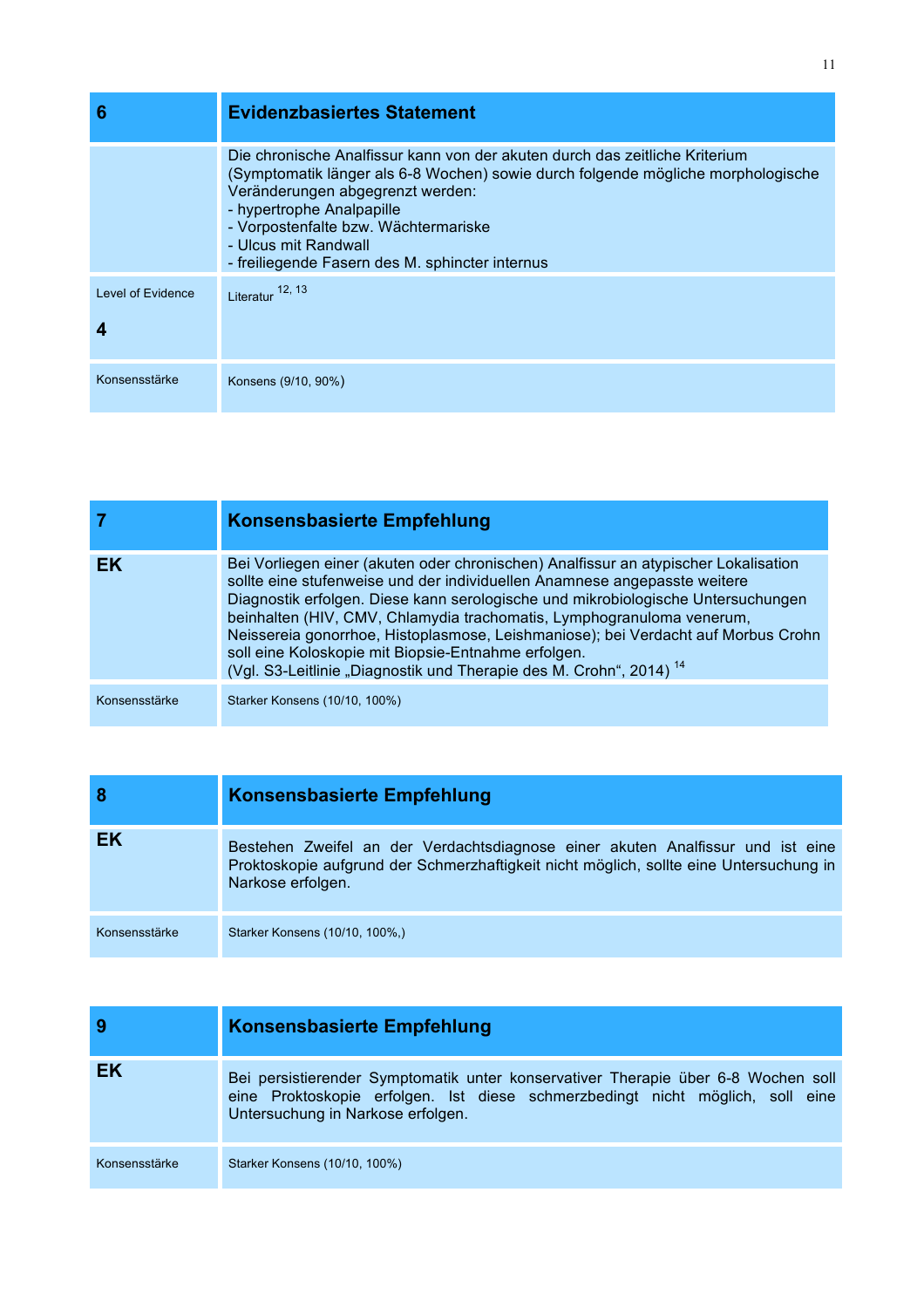| 6 | Evidenzbasiertes Statement |
|---|---|
| | Die chronische Analfissur kann von der akuten durch das zeitliche Kriterium (Symptomatik länger als 6-8 Wochen) sowie durch folgende mögliche morphologische Veränderungen abgegrenzt werden:<br>- hypertrophe Analpapille<br>- Vorpostenfalte bzw. Wächtermariske<br>- Ulcus mit Randwall<br>- freiliegende Fasern des M. sphincter internus |
| Level of Evidence<br>**4** | Literatur [12, 13] |
| Konsensstärke | Konsens (9/10, 90%) |

| 7 | Konsensbasierte Empfehlung |
|---|---|
| **EK** | Bei Vorliegen einer (akuten oder chronischen) Analfissur an atypischer Lokalisation sollte eine stufenweise und der individuellen Anamnese angepasste weitere Diagnostik erfolgen. Diese kann serologische und mikrobiologische Untersuchungen beinhalten (HIV, CMV, Chlamydia trachomatis, Lymphogranuloma venerum, Neissereia gonorrhoe, Histoplasmose, Leishmaniose); bei Verdacht auf Morbus Crohn soll eine Koloskopie mit Biopsie-Entnahme erfolgen.<br>(Vgl. S3-Leitlinie „Diagnostik und Therapie des M. Crohn", 2014) [14] |
| Konsensstärke | Starker Konsens (10/10, 100%) |

| 8 | Konsensbasierte Empfehlung |
|---|---|
| **EK** | Bestehen Zweifel an der Verdachtsdiagnose einer akuten Analfissur und ist eine Proktoskopie aufgrund der Schmerzhaftigkeit nicht möglich, sollte eine Untersuchung in Narkose erfolgen. |
| Konsensstärke | Starker Konsens (10/10, 100%,) |

| 9 | Konsensbasierte Empfehlung |
|---|---|
| **EK** | Bei persistierender Symptomatik unter konservativer Therapie über 6-8 Wochen soll eine Proktoskopie erfolgen. Ist diese schmerzbedingt nicht möglich, soll eine Untersuchung in Narkose erfolgen. |
| Konsensstärke | Starker Konsens (10/10, 100%) |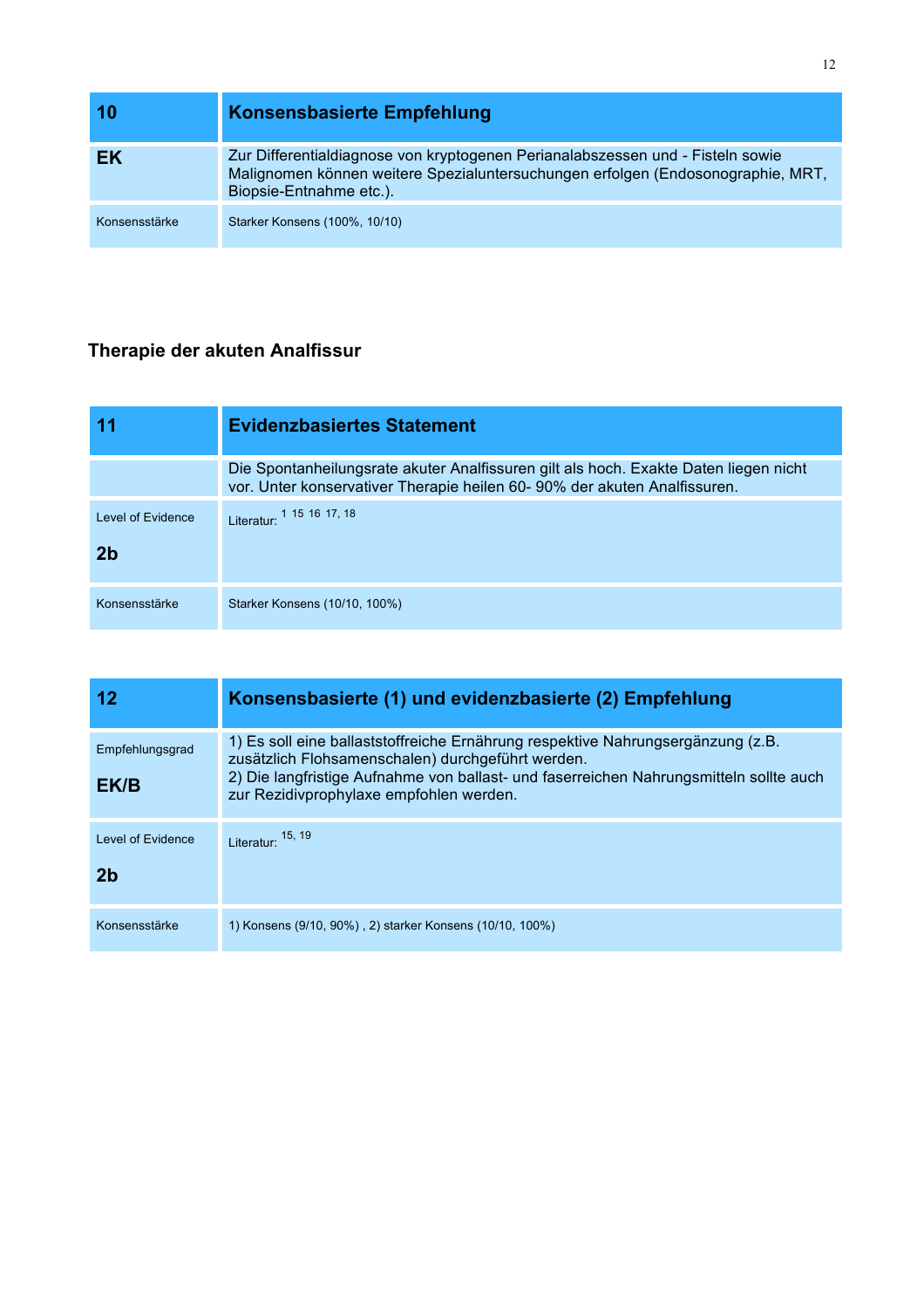| 10 | Konsensbasierte Empfehlung |
|---|---|
| **EK** | Zur Differentialdiagnose von kryptogenen Perianalabszessen und - Fisteln sowie Malignomen können weitere Spezialuntersuchungen erfolgen (Endosonographie, MRT, Biopsie-Entnahme etc.). |
| Konsensstärke | Starker Konsens (100%, 10/10) |

## Therapie der akuten Analfissur

| 11 | Evidenzbasiertes Statement |
|---|---|
| | Die Spontanheilungsrate akuter Analfissuren gilt als hoch. Exakte Daten liegen nicht vor. Unter konservativer Therapie heilen 60- 90% der akuten Analfissuren. |
| Level of Evidence<br><br>**2b** | Literatur: [1 15 16 17, 18] |
| Konsensstärke | Starker Konsens (10/10, 100%) |

| 12 | Konsensbasierte (1) und evidenzbasierte (2) Empfehlung |
|---|---|
| Empfehlungsgrad<br><br>**EK/B** | 1) Es soll eine ballaststoffreiche Ernährung respektive Nahrungsergänzung (z.B. zusätzlich Flohsamenschalen) durchgeführt werden.<br>2) Die langfristige Aufnahme von ballast- und faserreichen Nahrungsmitteln sollte auch zur Rezidivprophylaxe empfohlen werden. |
| Level of Evidence<br><br>**2b** | Literatur: [15, 19] |
| Konsensstärke | 1) Konsens (9/10, 90%) , 2) starker Konsens (10/10, 100%) |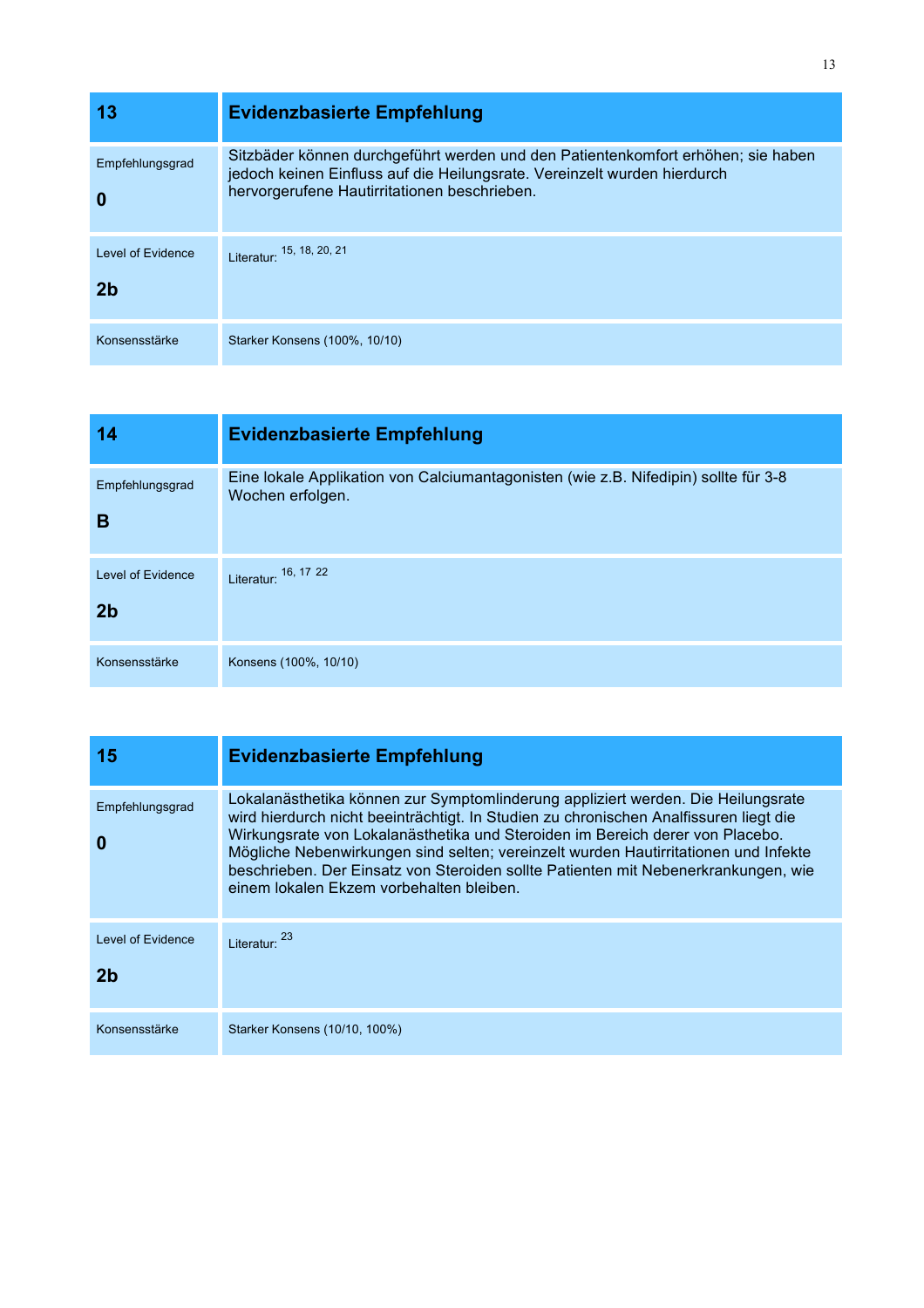| 13 | Evidenzbasierte Empfehlung |
| --- | --- |
| Empfehlungsgrad<br><br>**0** | Sitzbäder können durchgeführt werden und den Patientenkomfort erhöhen; sie haben jedoch keinen Einfluss auf die Heilungsrate. Vereinzelt wurden hierdurch hervorgerufene Hautirritationen beschrieben. |
| Level of Evidence<br><br>**2b** | Literatur: [15, 18, 20, 21] |
| Konsensstärke | Starker Konsens (100%, 10/10) |

| 14 | Evidenzbasierte Empfehlung |
| --- | --- |
| Empfehlungsgrad<br><br>**B** | Eine lokale Applikation von Calciumantagonisten (wie z.B. Nifedipin) sollte für 3-8 Wochen erfolgen. |
| Level of Evidence<br><br>**2b** | Literatur: [16, 17 22] |
| Konsensstärke | Konsens (100%, 10/10) |

| 15 | Evidenzbasierte Empfehlung |
| --- | --- |
| Empfehlungsgrad<br><br>**0** | Lokalanästhetika können zur Symptomlinderung appliziert werden. Die Heilungsrate wird hierdurch nicht beeinträchtigt. In Studien zu chronischen Analfissuren liegt die Wirkungsrate von Lokalanästhetika und Steroiden im Bereich derer von Placebo. Mögliche Nebenwirkungen sind selten; vereinzelt wurden Hautirritationen und Infekte beschrieben. Der Einsatz von Steroiden sollte Patienten mit Nebenerkrankungen, wie einem lokalen Ekzem vorbehalten bleiben. |
| Level of Evidence<br><br>**2b** | Literatur: [23] |
| Konsensstärke | Starker Konsens (10/10, 100%) |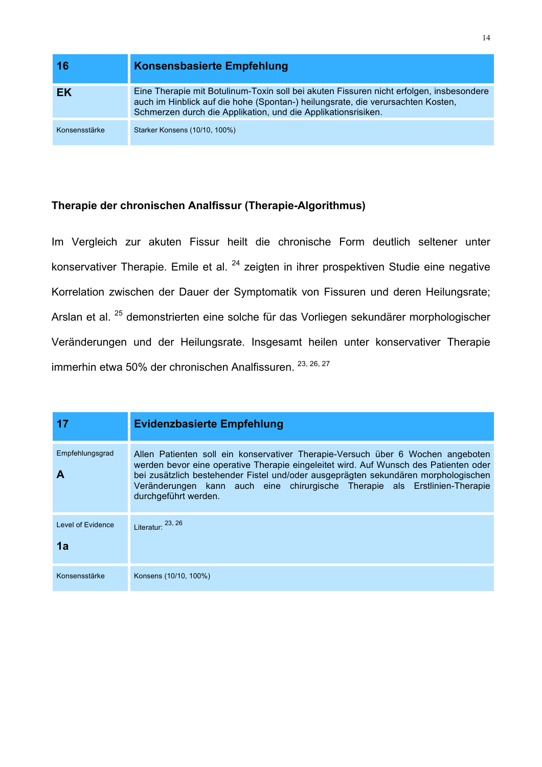| 16 | Konsensbasierte Empfehlung |
| --- | --- |
| **EK** | Eine Therapie mit Botulinum-Toxin soll bei akuten Fissuren nicht erfolgen, insbesondere auch im Hinblick auf die hohe (Spontan-) heilungsrate, die verursachten Kosten, Schmerzen durch die Applikation, und die Applikationsrisiken. |
| Konsensstärke | Starker Konsens (10/10, 100%) |

### Therapie der chronischen Analfissur (Therapie-Algorithmus)

Im Vergleich zur akuten Fissur heilt die chronische Form deutlich seltener unter konservativer Therapie. Emile et al. [24] zeigten in ihrer prospektiven Studie eine negative Korrelation zwischen der Dauer der Symptomatik von Fissuren und deren Heilungsrate; Arslan et al. [25] demonstrierten eine solche für das Vorliegen sekundärer morphologischer Veränderungen und der Heilungsrate. Insgesamt heilen unter konservativer Therapie immerhin etwa 50% der chronischen Analfissuren. [23, 26, 27]

| 17 | Evidenzbasierte Empfehlung |
| --- | --- |
| Empfehlungsgrad **A** | Allen Patienten soll ein konservativer Therapie-Versuch über 6 Wochen angeboten werden bevor eine operative Therapie eingeleitet wird. Auf Wunsch des Patienten oder bei zusätzlich bestehender Fistel und/oder ausgeprägten sekundären morphologischen Veränderungen kann auch eine chirurgische Therapie als Erstlinien-Therapie durchgeführt werden. |
| Level of Evidence **1a** | Literatur: [23, 26] |
| Konsensstärke | Konsens (10/10, 100%) |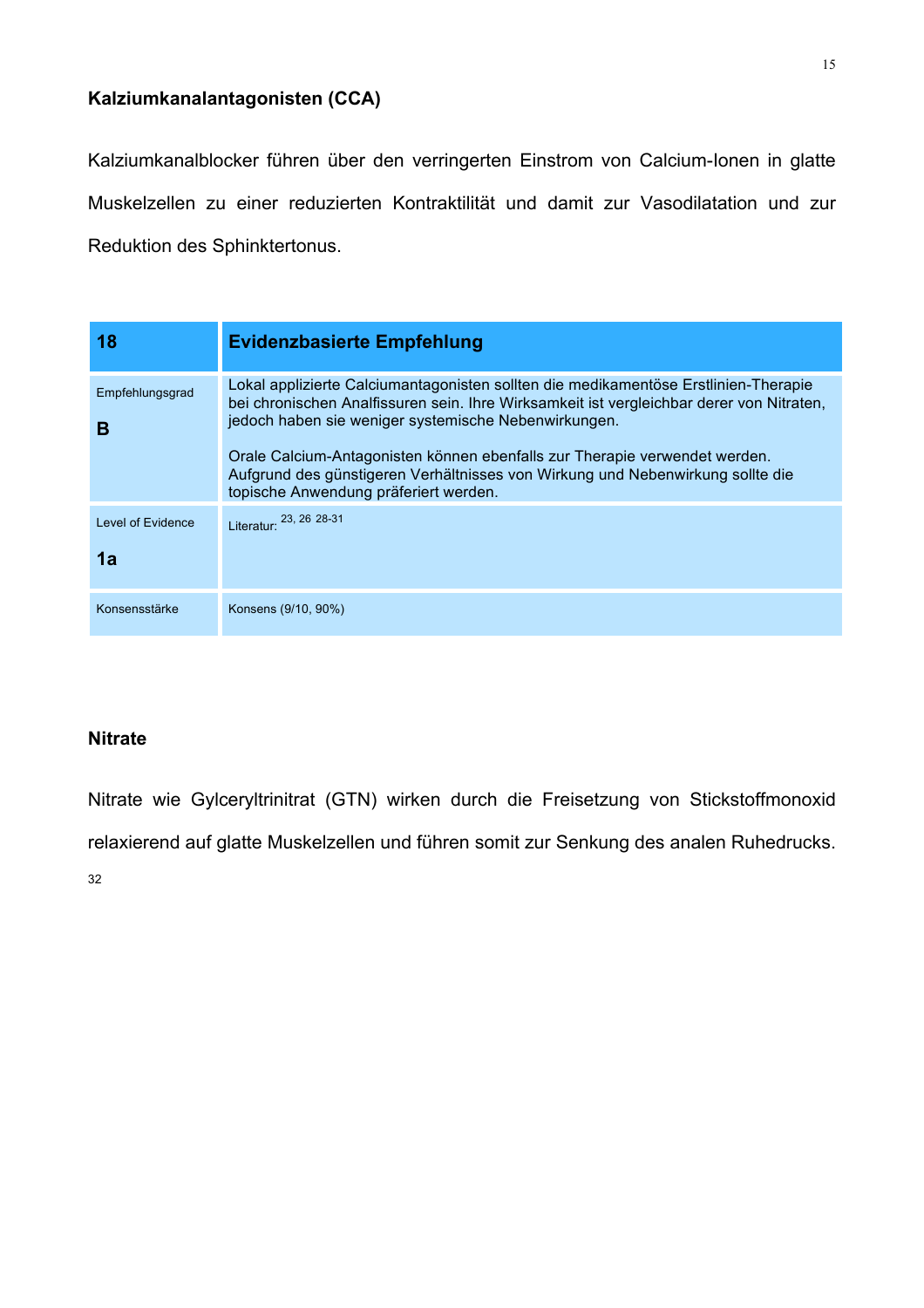**Kalziumkanalantagonisten (CCA)**

Kalziumkanalblocker führen über den verringerten Einstrom von Calcium-Ionen in glatte Muskelzellen zu einer reduzierten Kontraktilität und damit zur Vasodilatation und zur Reduktion des Sphinktertonus.

| 18 | Evidenzbasierte Empfehlung |
|---|---|
| Empfehlungsgrad<br><br>**B** | Lokal applizierte Calciumantagonisten sollten die medikamentöse Erstlinien-Therapie bei chronischen Analfissuren sein. Ihre Wirksamkeit ist vergleichbar derer von Nitraten, jedoch haben sie weniger systemische Nebenwirkungen.<br><br>Orale Calcium-Antagonisten können ebenfalls zur Therapie verwendet werden. Aufgrund des günstigeren Verhältnisses von Wirkung und Nebenwirkung sollte die topische Anwendung präferiert werden. |
| Level of Evidence<br><br>**1a** | Literatur: [23, 26 28-31] |
| Konsensstärke | Konsens (9/10, 90%) |

**Nitrate**

Nitrate wie Gylceryltrinitrat (GTN) wirken durch die Freisetzung von Stickstoffmonoxid relaxierend auf glatte Muskelzellen und führen somit zur Senkung des analen Ruhedrucks. 32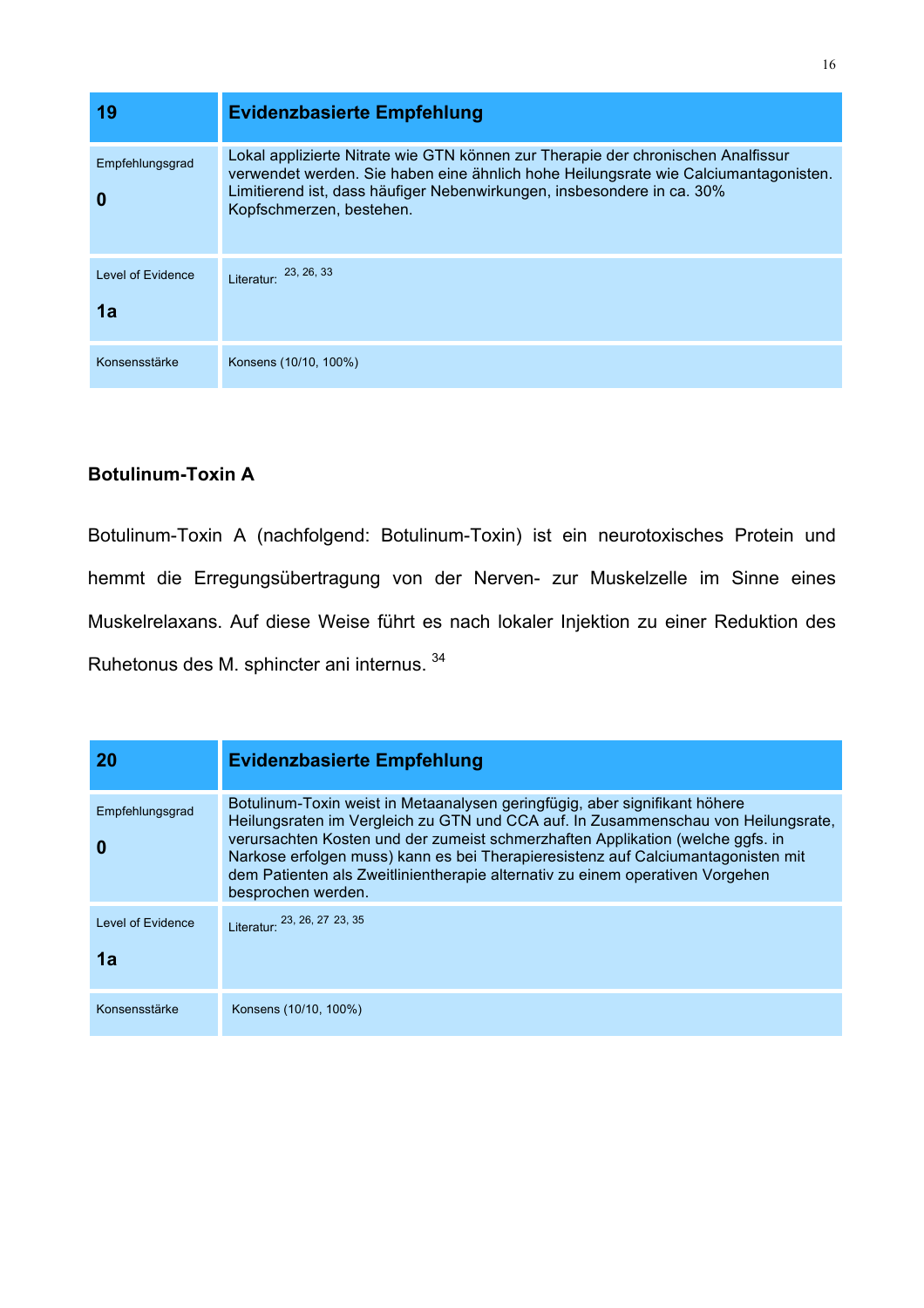| 19 | Evidenzbasierte Empfehlung |
|---|---|
| Empfehlungsgrad<br><br>**0** | Lokal applizierte Nitrate wie GTN können zur Therapie der chronischen Analfissur verwendet werden. Sie haben eine ähnlich hohe Heilungsrate wie Calciumantagonisten. Limitierend ist, dass häufiger Nebenwirkungen, insbesondere in ca. 30% Kopfschmerzen, bestehen. |
| Level of Evidence<br><br>**1a** | Literatur: [23, 26, 33] |
| Konsensstärke | Konsens (10/10, 100%) |

### Botulinum-Toxin A

Botulinum-Toxin A (nachfolgend: Botulinum-Toxin) ist ein neurotoxisches Protein und hemmt die Erregungsübertragung von der Nerven- zur Muskelzelle im Sinne eines Muskelrelaxans. Auf diese Weise führt es nach lokaler Injektion zu einer Reduktion des Ruhetonus des M. sphincter ani internus. [34]

| 20 | Evidenzbasierte Empfehlung |
|---|---|
| Empfehlungsgrad<br><br>**0** | Botulinum-Toxin weist in Metaanalysen geringfügig, aber signifikant höhere Heilungsraten im Vergleich zu GTN und CCA auf. In Zusammenschau von Heilungsrate, verursachten Kosten und der zumeist schmerzhaften Applikation (welche ggfs. in Narkose erfolgen muss) kann es bei Therapieresistenz auf Calciumantagonisten mit dem Patienten als Zweitlinientherapie alternativ zu einem operativen Vorgehen besprochen werden. |
| Level of Evidence<br><br>**1a** | Literatur: [23, 26, 27 23, 35] |
| Konsensstärke | Konsens (10/10, 100%) |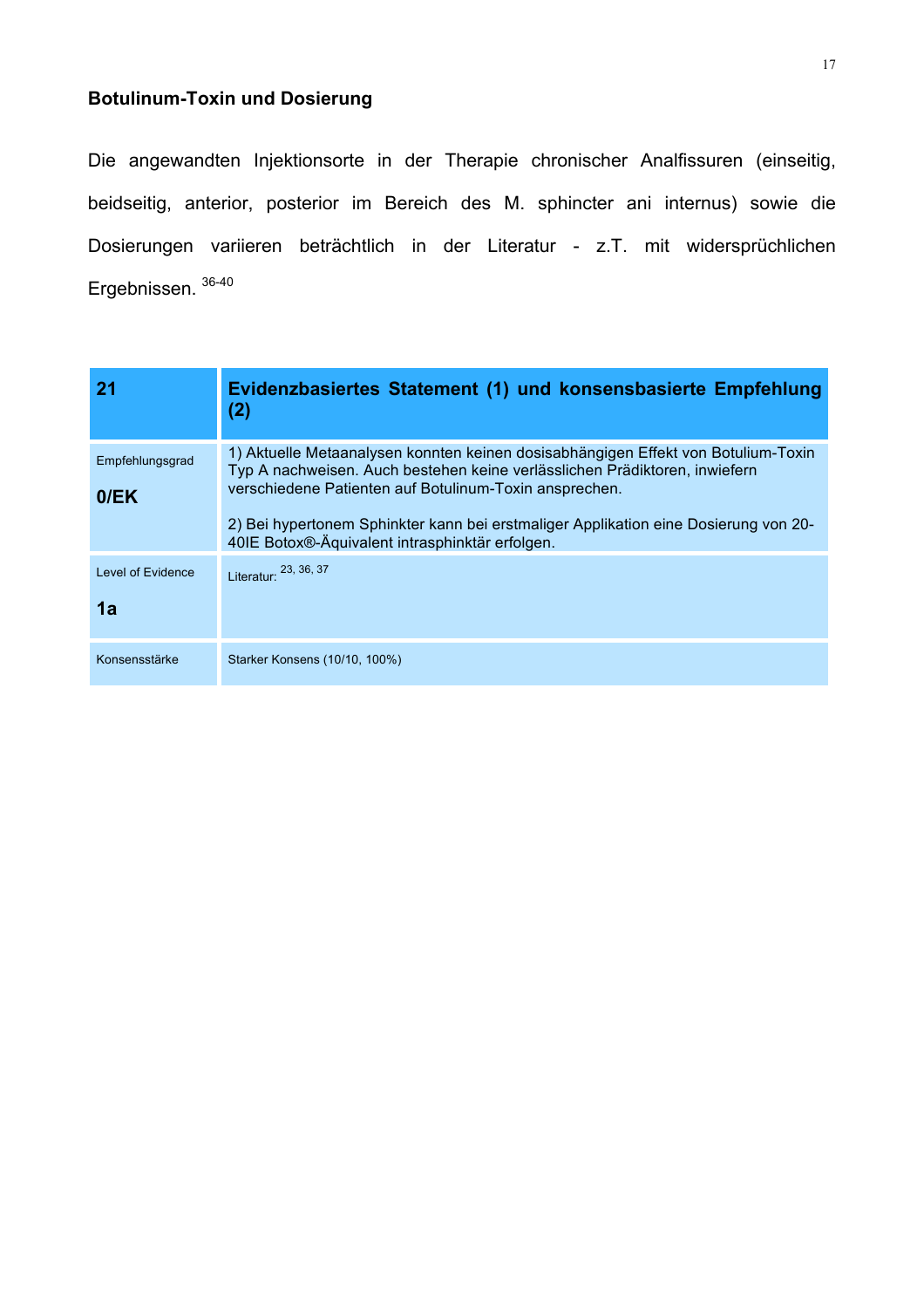### Botulinum-Toxin und Dosierung

Die angewandten Injektionsorte in der Therapie chronischer Analfissuren (einseitig, beidseitig, anterior, posterior im Bereich des M. sphincter ani internus) sowie die Dosierungen variieren beträchtlich in der Literatur - z.T. mit widersprüchlichen Ergebnissen. [36-40]

| 21 | Evidenzbasiertes Statement (1) und konsensbasierte Empfehlung (2) |
|---|---|
| Empfehlungsgrad<br><br>**0/EK** | 1) Aktuelle Metaanalysen konnten keinen dosisabhängigen Effekt von Botulium-Toxin Typ A nachweisen. Auch bestehen keine verlässlichen Prädiktoren, inwiefern verschiedene Patienten auf Botulinum-Toxin ansprechen.<br><br>2) Bei hypertonem Sphinkter kann bei erstmaliger Applikation eine Dosierung von 20-40IE Botox®-Äquivalent intrasphinktär erfolgen. |
| Level of Evidence<br><br>**1a** | Literatur: [23, 36, 37] |
| Konsensstärke | Starker Konsens (10/10, 100%) |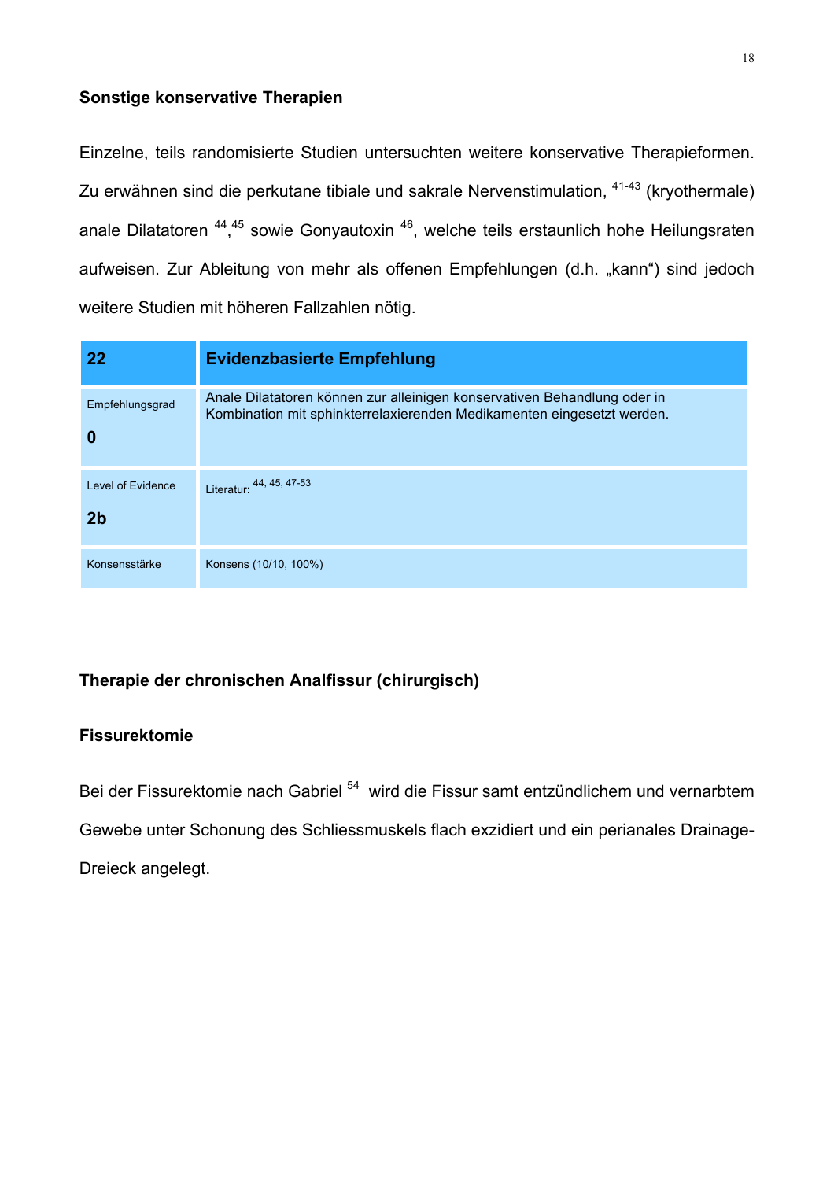### Sonstige konservative Therapien

Einzelne, teils randomisierte Studien untersuchten weitere konservative Therapieformen. Zu erwähnen sind die perkutane tibiale und sakrale Nervenstimulation, [41-43] (kryothermale) anale Dilatatoren [44],[45] sowie Gonyautoxin [46], welche teils erstaunlich hohe Heilungsraten aufweisen. Zur Ableitung von mehr als offenen Empfehlungen (d.h. „kann“) sind jedoch weitere Studien mit höheren Fallzahlen nötig.

| 22 | Evidenzbasierte Empfehlung |
|---|---|
| Empfehlungsgrad<br>**0** | Anale Dilatatoren können zur alleinigen konservativen Behandlung oder in Kombination mit sphinkterrelaxierenden Medikamenten eingesetzt werden. |
| Level of Evidence<br>**2b** | Literatur: [44, 45, 47-53] |
| Konsensstärke | Konsens (10/10, 100%) |

### Therapie der chronischen Analfissur (chirurgisch)

### Fissurektomie

Bei der Fissurektomie nach Gabriel [54] wird die Fissur samt entzündlichem und vernarbtem Gewebe unter Schonung des Schliessmuskels flach exzidiert und ein perianales Drainage-Dreieck angelegt.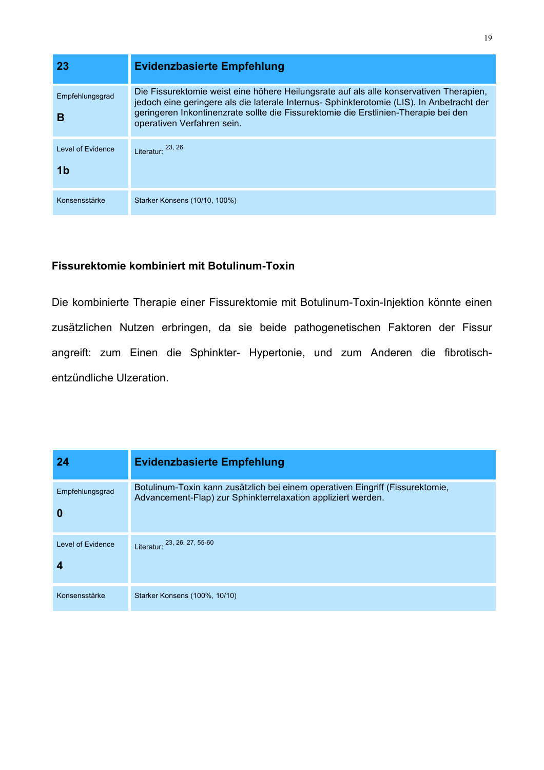| 23 | Evidenzbasierte Empfehlung |
| --- | --- |
| Empfehlungsgrad<br><br>**B** | Die Fissurektomie weist eine höhere Heilungsrate auf als alle konservativen Therapien, jedoch eine geringere als die laterale Internus- Sphinkterotomie (LIS). In Anbetracht der geringeren Inkontinenzrate sollte die Fissurektomie die Erstlinien-Therapie bei den operativen Verfahren sein. |
| Level of Evidence<br><br>**1b** | Literatur: [23, 26] |
| Konsensstärke | Starker Konsens (10/10, 100%) |

### Fissurektomie kombiniert mit Botulinum-Toxin

Die kombinierte Therapie einer Fissurektomie mit Botulinum-Toxin-Injektion könnte einen zusätzlichen Nutzen erbringen, da sie beide pathogenetischen Faktoren der Fissur angreift: zum Einen die Sphinkter- Hypertonie, und zum Anderen die fibrotisch-entzündliche Ulzeration.

| 24 | Evidenzbasierte Empfehlung |
| --- | --- |
| Empfehlungsgrad<br><br>**0** | Botulinum-Toxin kann zusätzlich bei einem operativen Eingriff (Fissurektomie, Advancement-Flap) zur Sphinkterrelaxation appliziert werden. |
| Level of Evidence<br><br>**4** | Literatur: [23, 26, 27, 55-60] |
| Konsensstärke | Starker Konsens (100%, 10/10) |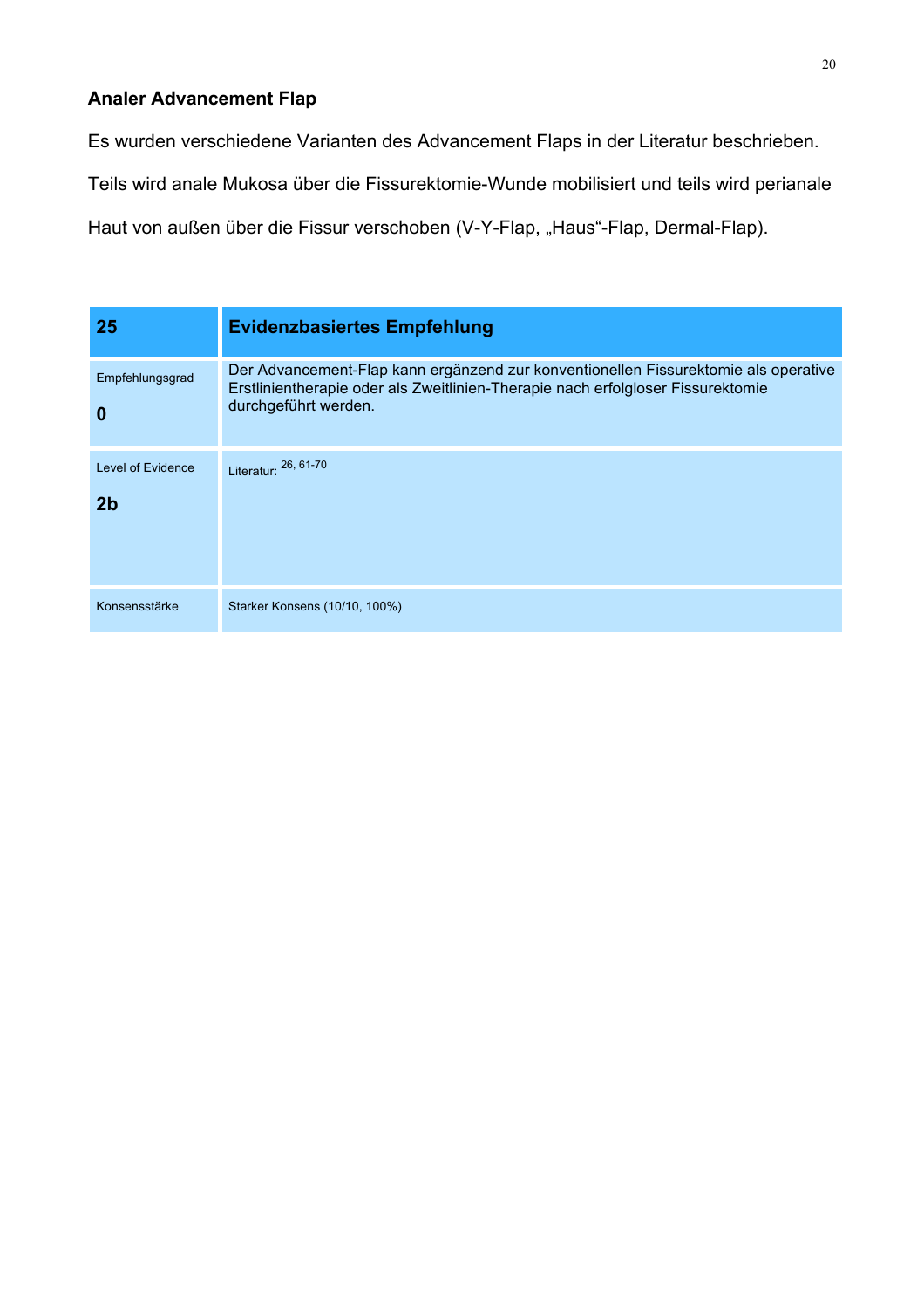### Analer Advancement Flap

Es wurden verschiedene Varianten des Advancement Flaps in der Literatur beschrieben. Teils wird anale Mukosa über die Fissurektomie-Wunde mobilisiert und teils wird perianale Haut von außen über die Fissur verschoben (V-Y-Flap, „Haus"-Flap, Dermal-Flap).

| 25 | Evidenzbasiertes Empfehlung |
|---|---|
| Empfehlungsgrad<br><br>**0** | Der Advancement-Flap kann ergänzend zur konventionellen Fissurektomie als operative Erstlinientherapie oder als Zweitlinien-Therapie nach erfolgloser Fissurektomie durchgeführt werden. |
| Level of Evidence<br><br>**2b** | Literatur: [26, 61-70] |
| Konsensstärke | Starker Konsens (10/10, 100%) |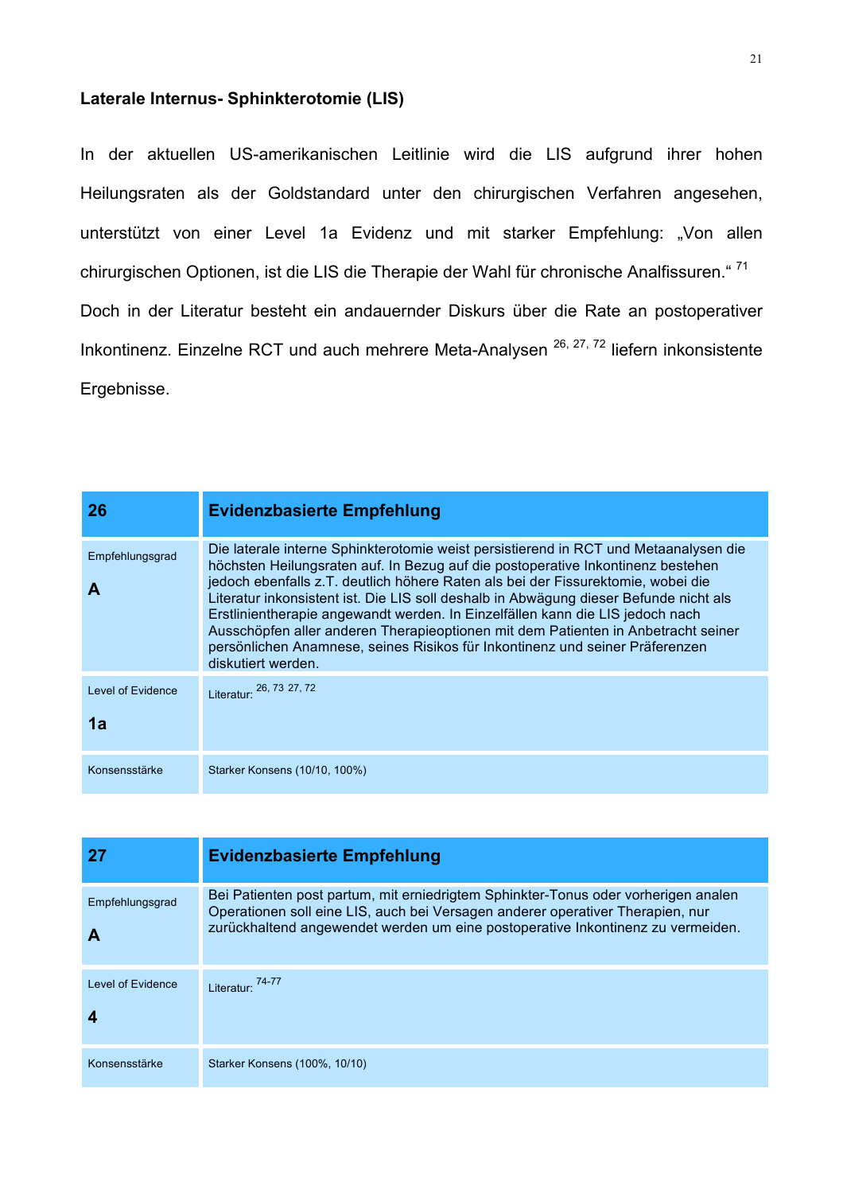**Laterale Internus- Sphinkterotomie (LIS)**

In der aktuellen US-amerikanischen Leitlinie wird die LIS aufgrund ihrer hohen Heilungsraten als der Goldstandard unter den chirurgischen Verfahren angesehen, unterstützt von einer Level 1a Evidenz und mit starker Empfehlung: „Von allen chirurgischen Optionen, ist die LIS die Therapie der Wahl für chronische Analfissuren.“ [71] Doch in der Literatur besteht ein andauernder Diskurs über die Rate an postoperativer Inkontinenz. Einzelne RCT und auch mehrere Meta-Analysen [26, 27, 72] liefern inkonsistente Ergebnisse.

| 26 | Evidenzbasierte Empfehlung |
|---|---|
| Empfehlungsgrad<br>**A** | Die laterale interne Sphinkterotomie weist persistierend in RCT und Metaanalysen die höchsten Heilungsraten auf. In Bezug auf die postoperative Inkontinenz bestehen jedoch ebenfalls z.T. deutlich höhere Raten als bei der Fissurektomie, wobei die Literatur inkonsistent ist. Die LIS soll deshalb in Abwägung dieser Befunde nicht als Erstlinientherapie angewandt werden. In Einzelfällen kann die LIS jedoch nach Ausschöpfen aller anderen Therapieoptionen mit dem Patienten in Anbetracht seiner persönlichen Anamnese, seines Risikos für Inkontinenz und seiner Präferenzen diskutiert werden. |
| Level of Evidence<br>**1a** | Literatur: [26, 73 27, 72] |
| Konsensstärke | Starker Konsens (10/10, 100%) |

| 27 | Evidenzbasierte Empfehlung |
|---|---|
| Empfehlungsgrad<br>**A** | Bei Patienten post partum, mit erniedrigtem Sphinkter-Tonus oder vorherigen analen Operationen soll eine LIS, auch bei Versagen anderer operativer Therapien, nur zurückhaltend angewendet werden um eine postoperative Inkontinenz zu vermeiden. |
| Level of Evidence<br>**4** | Literatur: [74-77] |
| Konsensstärke | Starker Konsens (100%, 10/10) |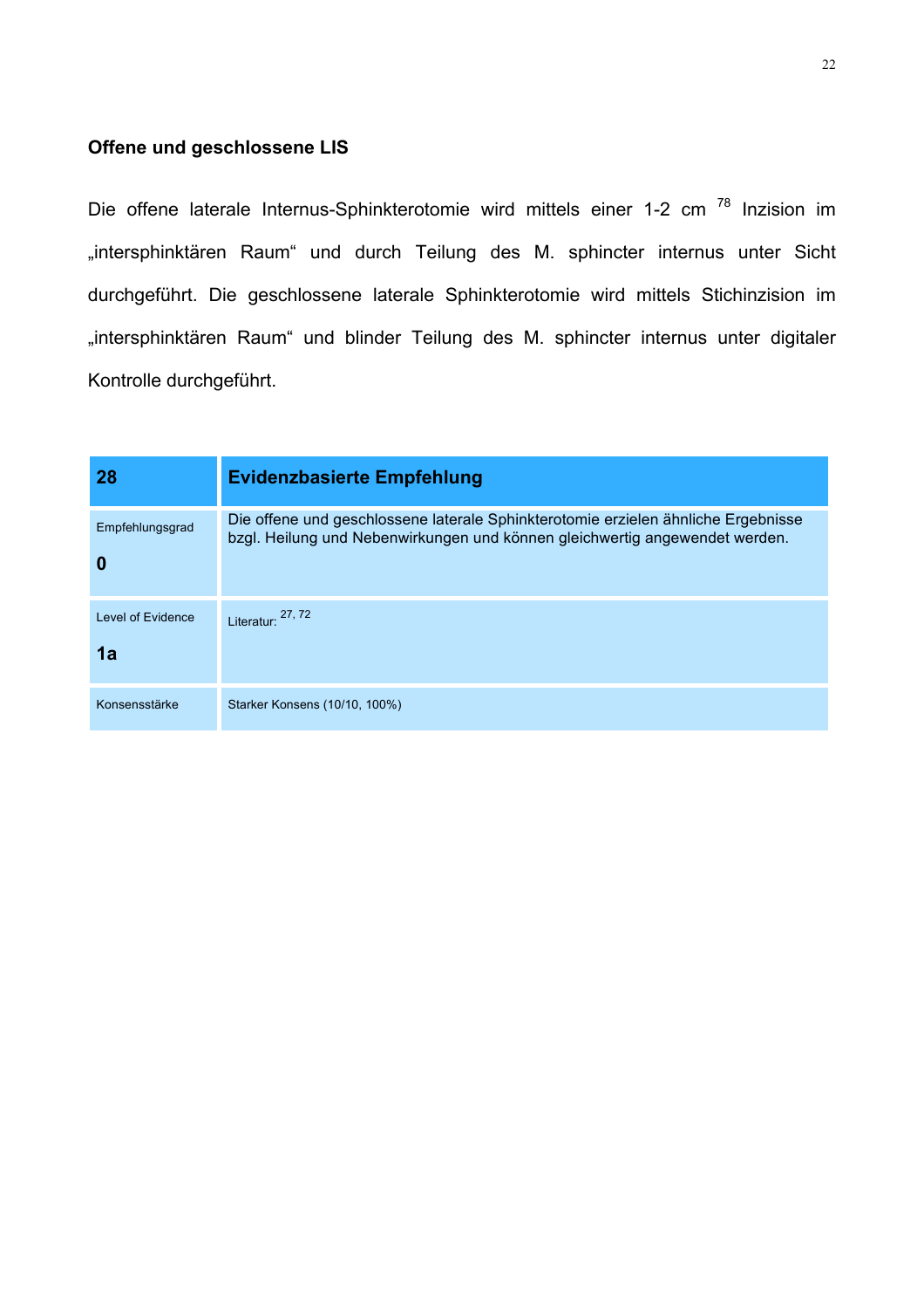### Offene und geschlossene LIS

Die offene laterale Internus-Sphinkterotomie wird mittels einer 1-2 cm [78] Inzision im „intersphinktären Raum" und durch Teilung des M. sphincter internus unter Sicht durchgeführt. Die geschlossene laterale Sphinkterotomie wird mittels Stichinzision im „intersphinktären Raum" und blinder Teilung des M. sphincter internus unter digitaler Kontrolle durchgeführt.

| 28 | Evidenzbasierte Empfehlung |
|---|---|
| Empfehlungsgrad **0** | Die offene und geschlossene laterale Sphinkterotomie erzielen ähnliche Ergebnisse bzgl. Heilung und Nebenwirkungen und können gleichwertig angewendet werden. |
| Level of Evidence **1a** | Literatur: [27, 72] |
| Konsensstärke | Starker Konsens (10/10, 100%) |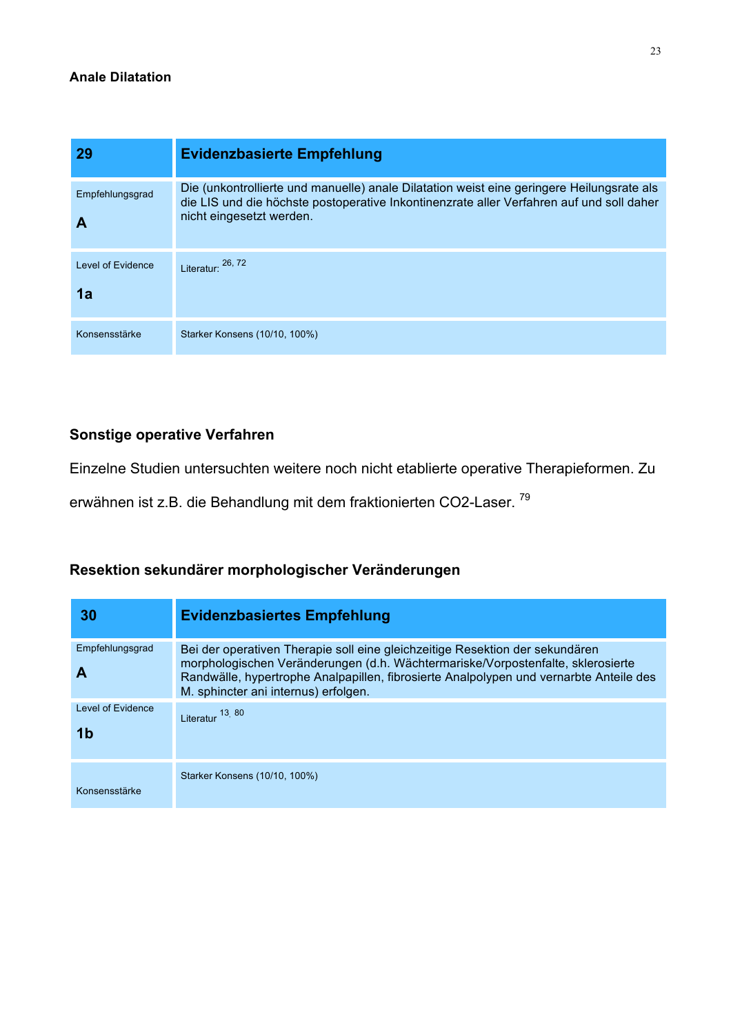**Anale Dilatation**

| 29 | Evidenzbasierte Empfehlung |
|---|---|
| Empfehlungsgrad<br>**A** | Die (unkontrollierte und manuelle) anale Dilatation weist eine geringere Heilungsrate als die LIS und die höchste postoperative Inkontinenzrate aller Verfahren auf und soll daher nicht eingesetzt werden. |
| Level of Evidence<br>**1a** | Literatur: [26, 72] |
| Konsensstärke | Starker Konsens (10/10, 100%) |

**Sonstige operative Verfahren**

Einzelne Studien untersuchten weitere noch nicht etablierte operative Therapieformen. Zu erwähnen ist z.B. die Behandlung mit dem fraktionierten CO2-Laser. [79]

**Resektion sekundärer morphologischer Veränderungen**

| 30 | Evidenzbasiertes Empfehlung |
|---|---|
| Empfehlungsgrad<br>**A** | Bei der operativen Therapie soll eine gleichzeitige Resektion der sekundären morphologischen Veränderungen (d.h. Wächtermariske/Vorpostenfalte, sklerosierte Randwälle, hypertrophe Analpapillen, fibrosierte Analpolypen und vernarbte Anteile des M. sphincter ani internus) erfolgen. |
| Level of Evidence<br>**1b** | Literatur [13, 80] |
| Konsensstärke | Starker Konsens (10/10, 100%) |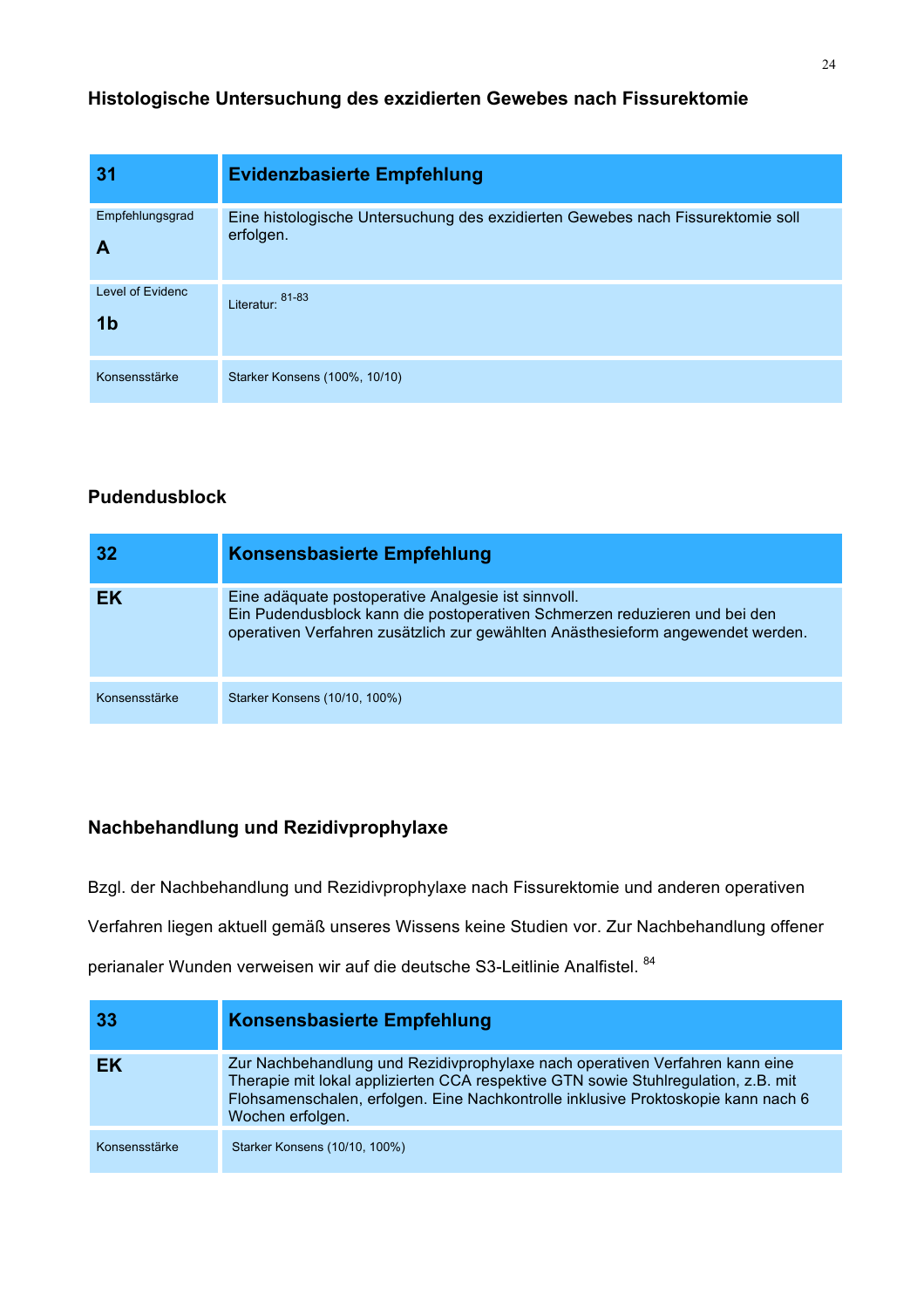### Histologische Untersuchung des exzidierten Gewebes nach Fissurektomie

| 31 | Evidenzbasierte Empfehlung |
|---|---|
| Empfehlungsgrad<br>**A** | Eine histologische Untersuchung des exzidierten Gewebes nach Fissurektomie soll erfolgen. |
| Level of Evidenc<br>**1b** | Literatur: [81-83] |
| Konsensstärke | Starker Konsens (100%, 10/10) |

### Pudendusblock

| 32 | Konsensbasierte Empfehlung |
|---|---|
| **EK** | Eine adäquate postoperative Analgesie ist sinnvoll.<br>Ein Pudendusblock kann die postoperativen Schmerzen reduzieren und bei den operativen Verfahren zusätzlich zur gewählten Anästhesieform angewendet werden. |
| Konsensstärke | Starker Konsens (10/10, 100%) |

### Nachbehandlung und Rezidivprophylaxe

Bzgl. der Nachbehandlung und Rezidivprophylaxe nach Fissurektomie und anderen operativen Verfahren liegen aktuell gemäß unseres Wissens keine Studien vor. Zur Nachbehandlung offener perianaler Wunden verweisen wir auf die deutsche S3-Leitlinie Analfistel. [84]

| 33 | Konsensbasierte Empfehlung |
|---|---|
| **EK** | Zur Nachbehandlung und Rezidivprophylaxe nach operativen Verfahren kann eine Therapie mit lokal applizierten CCA respektive GTN sowie Stuhlregulation, z.B. mit Flohsamenschalen, erfolgen. Eine Nachkontrolle inklusive Proktoskopie kann nach 6 Wochen erfolgen. |
| Konsensstärke | Starker Konsens (10/10, 100%) |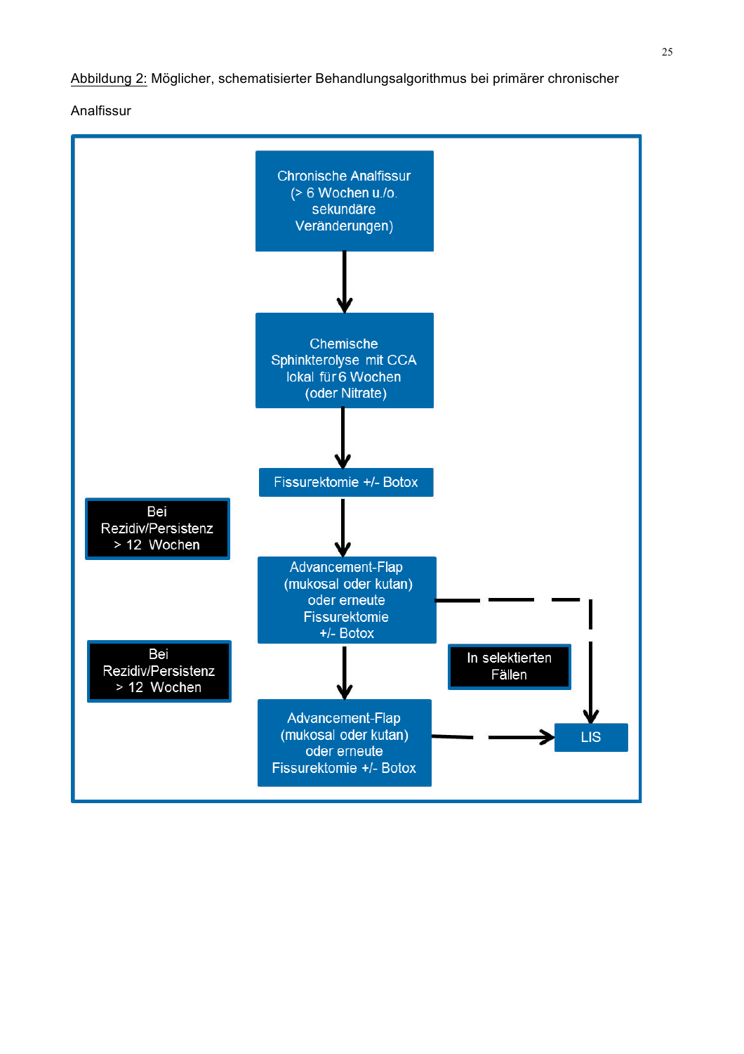Abbildung 2: Möglicher, schematisierter Behandlungsalgorithmus bei primärer chronischer Analfissur

Chronische Analfissur (> 6 Wochen u./o. sekundäre Veränderungen)

↓

Chemische Sphinkterolyse mit CCA lokal für 6 Wochen (oder Nitrate)

↓

Fissurektomie +/- Botox

↓ Bei Rezidiv/Persistenz > 12 Wochen

Advancement-Flap (mukosal oder kutan) oder erneute Fissurektomie +/- Botox

↓ Bei Rezidiv/Persistenz > 12 Wochen

Advancement-Flap (mukosal oder kutan) oder erneute Fissurektomie +/- Botox

In selektierten Fällen → LIS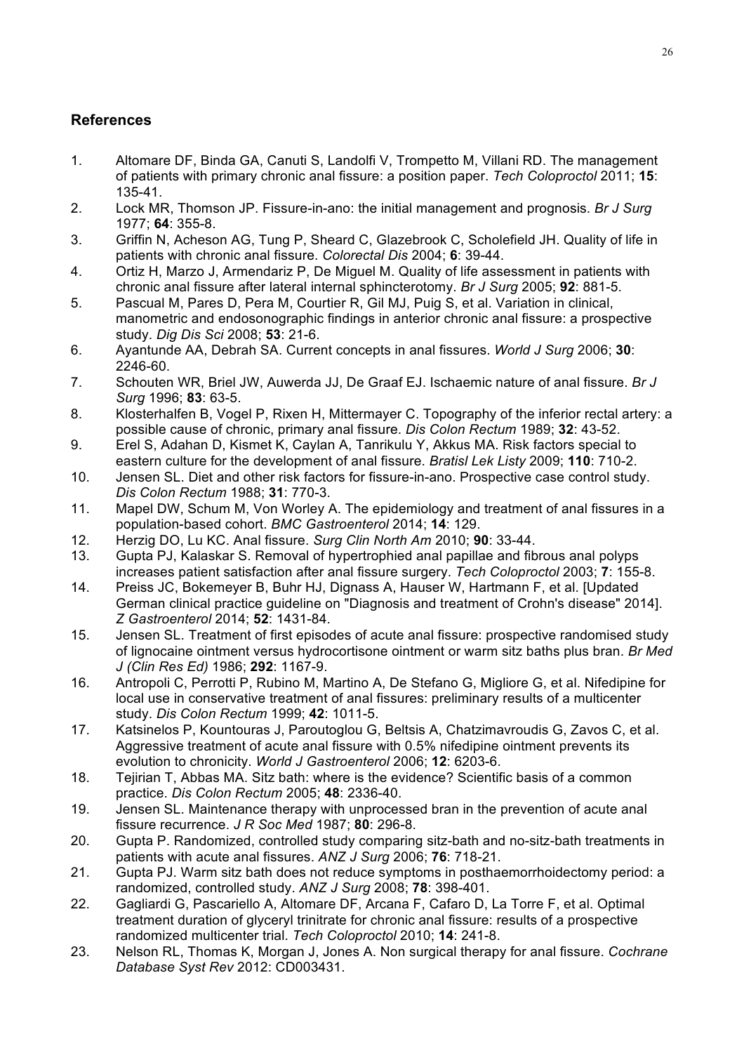## References

1. Altomare DF, Binda GA, Canuti S, Landolfi V, Trompetto M, Villani RD. The management of patients with primary chronic anal fissure: a position paper. *Tech Coloproctol* 2011; **15**: 135-41.
2. Lock MR, Thomson JP. Fissure-in-ano: the initial management and prognosis. *Br J Surg* 1977; **64**: 355-8.
3. Griffin N, Acheson AG, Tung P, Sheard C, Glazebrook C, Scholefield JH. Quality of life in patients with chronic anal fissure. *Colorectal Dis* 2004; **6**: 39-44.
4. Ortiz H, Marzo J, Armendariz P, De Miguel M. Quality of life assessment in patients with chronic anal fissure after lateral internal sphincterotomy. *Br J Surg* 2005; **92**: 881-5.
5. Pascual M, Pares D, Pera M, Courtier R, Gil MJ, Puig S, et al. Variation in clinical, manometric and endosonographic findings in anterior chronic anal fissure: a prospective study. *Dig Dis Sci* 2008; **53**: 21-6.
6. Ayantunde AA, Debrah SA. Current concepts in anal fissures. *World J Surg* 2006; **30**: 2246-60.
7. Schouten WR, Briel JW, Auwerda JJ, De Graaf EJ. Ischaemic nature of anal fissure. *Br J Surg* 1996; **83**: 63-5.
8. Klosterhalfen B, Vogel P, Rixen H, Mittermayer C. Topography of the inferior rectal artery: a possible cause of chronic, primary anal fissure. *Dis Colon Rectum* 1989; **32**: 43-52.
9. Erel S, Adahan D, Kismet K, Caylan A, Tanrikulu Y, Akkus MA. Risk factors special to eastern culture for the development of anal fissure. *Bratisl Lek Listy* 2009; **110**: 710-2.
10. Jensen SL. Diet and other risk factors for fissure-in-ano. Prospective case control study. *Dis Colon Rectum* 1988; **31**: 770-3.
11. Mapel DW, Schum M, Von Worley A. The epidemiology and treatment of anal fissures in a population-based cohort. *BMC Gastroenterol* 2014; **14**: 129.
12. Herzig DO, Lu KC. Anal fissure. *Surg Clin North Am* 2010; **90**: 33-44.
13. Gupta PJ, Kalaskar S. Removal of hypertrophied anal papillae and fibrous anal polyps increases patient satisfaction after anal fissure surgery. *Tech Coloproctol* 2003; **7**: 155-8.
14. Preiss JC, Bokemeyer B, Buhr HJ, Dignass A, Hauser W, Hartmann F, et al. [Updated German clinical practice guideline on "Diagnosis and treatment of Crohn's disease" 2014]. *Z Gastroenterol* 2014; **52**: 1431-84.
15. Jensen SL. Treatment of first episodes of acute anal fissure: prospective randomised study of lignocaine ointment versus hydrocortisone ointment or warm sitz baths plus bran. *Br Med J (Clin Res Ed)* 1986; **292**: 1167-9.
16. Antropoli C, Perrotti P, Rubino M, Martino A, De Stefano G, Migliore G, et al. Nifedipine for local use in conservative treatment of anal fissures: preliminary results of a multicenter study. *Dis Colon Rectum* 1999; **42**: 1011-5.
17. Katsinelos P, Kountouras J, Paroutoglou G, Beltsis A, Chatzimavroudis G, Zavos C, et al. Aggressive treatment of acute anal fissure with 0.5% nifedipine ointment prevents its evolution to chronicity. *World J Gastroenterol* 2006; **12**: 6203-6.
18. Tejirian T, Abbas MA. Sitz bath: where is the evidence? Scientific basis of a common practice. *Dis Colon Rectum* 2005; **48**: 2336-40.
19. Jensen SL. Maintenance therapy with unprocessed bran in the prevention of acute anal fissure recurrence. *J R Soc Med* 1987; **80**: 296-8.
20. Gupta P. Randomized, controlled study comparing sitz-bath and no-sitz-bath treatments in patients with acute anal fissures. *ANZ J Surg* 2006; **76**: 718-21.
21. Gupta PJ. Warm sitz bath does not reduce symptoms in posthaemorrhoidectomy period: a randomized, controlled study. *ANZ J Surg* 2008; **78**: 398-401.
22. Gagliardi G, Pascariello A, Altomare DF, Arcana F, Cafaro D, La Torre F, et al. Optimal treatment duration of glyceryl trinitrate for chronic anal fissure: results of a prospective randomized multicenter trial. *Tech Coloproctol* 2010; **14**: 241-8.
23. Nelson RL, Thomas K, Morgan J, Jones A. Non surgical therapy for anal fissure. *Cochrane Database Syst Rev* 2012: CD003431.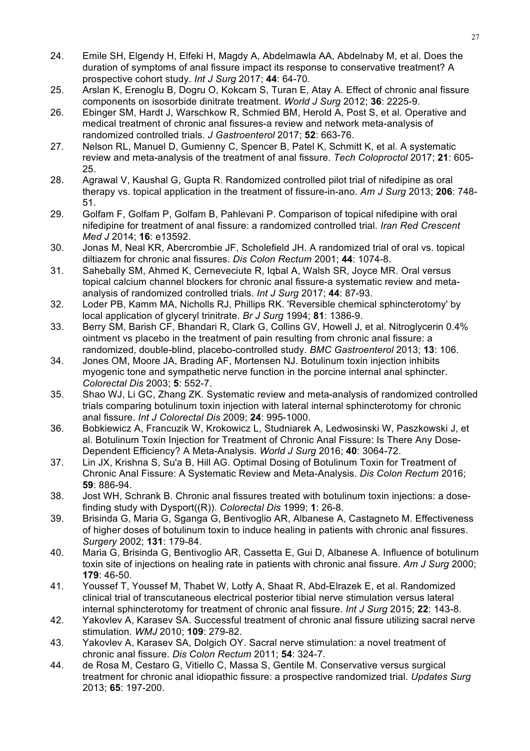24. Emile SH, Elgendy H, Elfeki H, Magdy A, Abdelmawla AA, Abdelnaby M, et al. Does the duration of symptoms of anal fissure impact its response to conservative treatment? A prospective cohort study. *Int J Surg* 2017; **44**: 64-70.
25. Arslan K, Erenoglu B, Dogru O, Kokcam S, Turan E, Atay A. Effect of chronic anal fissure components on isosorbide dinitrate treatment. *World J Surg* 2012; **36**: 2225-9.
26. Ebinger SM, Hardt J, Warschkow R, Schmied BM, Herold A, Post S, et al. Operative and medical treatment of chronic anal fissures-a review and network meta-analysis of randomized controlled trials. *J Gastroenterol* 2017; **52**: 663-76.
27. Nelson RL, Manuel D, Gumienny C, Spencer B, Patel K, Schmitt K, et al. A systematic review and meta-analysis of the treatment of anal fissure. *Tech Coloproctol* 2017; **21**: 605-25.
28. Agrawal V, Kaushal G, Gupta R. Randomized controlled pilot trial of nifedipine as oral therapy vs. topical application in the treatment of fissure-in-ano. *Am J Surg* 2013; **206**: 748-51.
29. Golfam F, Golfam P, Golfam B, Pahlevani P. Comparison of topical nifedipine with oral nifedipine for treatment of anal fissure: a randomized controlled trial. *Iran Red Crescent Med J* 2014; **16**: e13592.
30. Jonas M, Neal KR, Abercrombie JF, Scholefield JH. A randomized trial of oral vs. topical diltiazem for chronic anal fissures. *Dis Colon Rectum* 2001; **44**: 1074-8.
31. Sahebally SM, Ahmed K, Cerneveciute R, Iqbal A, Walsh SR, Joyce MR. Oral versus topical calcium channel blockers for chronic anal fissure-a systematic review and meta-analysis of randomized controlled trials. *Int J Surg* 2017; **44**: 87-93.
32. Loder PB, Kamm MA, Nicholls RJ, Phillips RK. 'Reversible chemical sphincterotomy' by local application of glyceryl trinitrate. *Br J Surg* 1994; **81**: 1386-9.
33. Berry SM, Barish CF, Bhandari R, Clark G, Collins GV, Howell J, et al. Nitroglycerin 0.4% ointment vs placebo in the treatment of pain resulting from chronic anal fissure: a randomized, double-blind, placebo-controlled study. *BMC Gastroenterol* 2013; **13**: 106.
34. Jones OM, Moore JA, Brading AF, Mortensen NJ. Botulinum toxin injection inhibits myogenic tone and sympathetic nerve function in the porcine internal anal sphincter. *Colorectal Dis* 2003; **5**: 552-7.
35. Shao WJ, Li GC, Zhang ZK. Systematic review and meta-analysis of randomized controlled trials comparing botulinum toxin injection with lateral internal sphincterotomy for chronic anal fissure. *Int J Colorectal Dis* 2009; **24**: 995-1000.
36. Bobkiewicz A, Francuzik W, Krokowicz L, Studniarek A, Ledwosinski W, Paszkowski J, et al. Botulinum Toxin Injection for Treatment of Chronic Anal Fissure: Is There Any Dose-Dependent Efficiency? A Meta-Analysis. *World J Surg* 2016; **40**: 3064-72.
37. Lin JX, Krishna S, Su'a B, Hill AG. Optimal Dosing of Botulinum Toxin for Treatment of Chronic Anal Fissure: A Systematic Review and Meta-Analysis. *Dis Colon Rectum* 2016; **59**: 886-94.
38. Jost WH, Schrank B. Chronic anal fissures treated with botulinum toxin injections: a dose-finding study with Dysport((R)). *Colorectal Dis* 1999; **1**: 26-8.
39. Brisinda G, Maria G, Sganga G, Bentivoglio AR, Albanese A, Castagneto M. Effectiveness of higher doses of botulinum toxin to induce healing in patients with chronic anal fissures. *Surgery* 2002; **131**: 179-84.
40. Maria G, Brisinda G, Bentivoglio AR, Cassetta E, Gui D, Albanese A. Influence of botulinum toxin site of injections on healing rate in patients with chronic anal fissure. *Am J Surg* 2000; **179**: 46-50.
41. Youssef T, Youssef M, Thabet W, Lotfy A, Shaat R, Abd-Elrazek E, et al. Randomized clinical trial of transcutaneous electrical posterior tibial nerve stimulation versus lateral internal sphincterotomy for treatment of chronic anal fissure. *Int J Surg* 2015; **22**: 143-8.
42. Yakovlev A, Karasev SA. Successful treatment of chronic anal fissure utilizing sacral nerve stimulation. *WMJ* 2010; **109**: 279-82.
43. Yakovlev A, Karasev SA, Dolgich OY. Sacral nerve stimulation: a novel treatment of chronic anal fissure. *Dis Colon Rectum* 2011; **54**: 324-7.
44. de Rosa M, Cestaro G, Vitiello C, Massa S, Gentile M. Conservative versus surgical treatment for chronic anal idiopathic fissure: a prospective randomized trial. *Updates Surg* 2013; **65**: 197-200.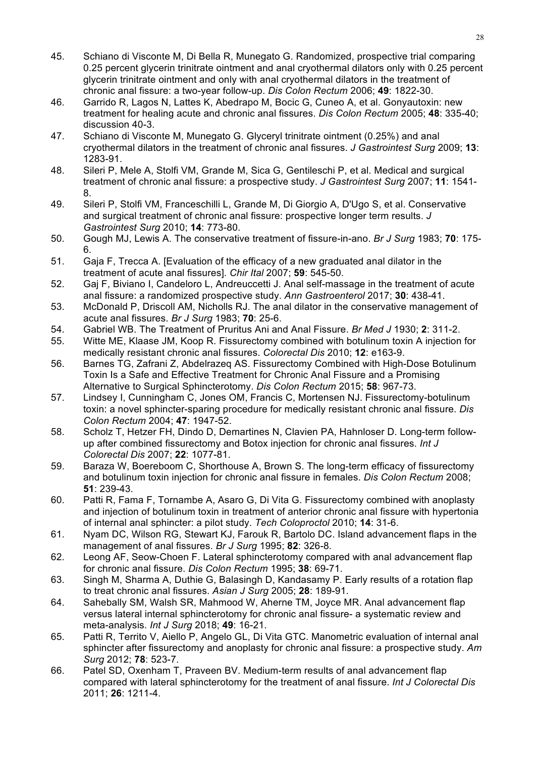45. Schiano di Visconte M, Di Bella R, Munegato G. Randomized, prospective trial comparing 0.25 percent glycerin trinitrate ointment and anal cryothermal dilators only with 0.25 percent glycerin trinitrate ointment and only with anal cryothermal dilators in the treatment of chronic anal fissure: a two-year follow-up. *Dis Colon Rectum* 2006; **49**: 1822-30.
46. Garrido R, Lagos N, Lattes K, Abedrapo M, Bocic G, Cuneo A, et al. Gonyautoxin: new treatment for healing acute and chronic anal fissures. *Dis Colon Rectum* 2005; **48**: 335-40; discussion 40-3.
47. Schiano di Visconte M, Munegato G. Glyceryl trinitrate ointment (0.25%) and anal cryothermal dilators in the treatment of chronic anal fissures. *J Gastrointest Surg* 2009; **13**: 1283-91.
48. Sileri P, Mele A, Stolfi VM, Grande M, Sica G, Gentileschi P, et al. Medical and surgical treatment of chronic anal fissure: a prospective study. *J Gastrointest Surg* 2007; **11**: 1541-8.
49. Sileri P, Stolfi VM, Franceschilli L, Grande M, Di Giorgio A, D'Ugo S, et al. Conservative and surgical treatment of chronic anal fissure: prospective longer term results. *J Gastrointest Surg* 2010; **14**: 773-80.
50. Gough MJ, Lewis A. The conservative treatment of fissure-in-ano. *Br J Surg* 1983; **70**: 175-6.
51. Gaja F, Trecca A. [Evaluation of the efficacy of a new graduated anal dilator in the treatment of acute anal fissures]. *Chir Ital* 2007; **59**: 545-50.
52. Gaj F, Biviano I, Candeloro L, Andreuccetti J. Anal self-massage in the treatment of acute anal fissure: a randomized prospective study. *Ann Gastroenterol* 2017; **30**: 438-41.
53. McDonald P, Driscoll AM, Nicholls RJ. The anal dilator in the conservative management of acute anal fissures. *Br J Surg* 1983; **70**: 25-6.
54. Gabriel WB. The Treatment of Pruritus Ani and Anal Fissure. *Br Med J* 1930; **2**: 311-2.
55. Witte ME, Klaase JM, Koop R. Fissurectomy combined with botulinum toxin A injection for medically resistant chronic anal fissures. *Colorectal Dis* 2010; **12**: e163-9.
56. Barnes TG, Zafrani Z, Abdelrazeq AS. Fissurectomy Combined with High-Dose Botulinum Toxin Is a Safe and Effective Treatment for Chronic Anal Fissure and a Promising Alternative to Surgical Sphincterotomy. *Dis Colon Rectum* 2015; **58**: 967-73.
57. Lindsey I, Cunningham C, Jones OM, Francis C, Mortensen NJ. Fissurectomy-botulinum toxin: a novel sphincter-sparing procedure for medically resistant chronic anal fissure. *Dis Colon Rectum* 2004; **47**: 1947-52.
58. Scholz T, Hetzer FH, Dindo D, Demartines N, Clavien PA, Hahnloser D. Long-term follow-up after combined fissurectomy and Botox injection for chronic anal fissures. *Int J Colorectal Dis* 2007; **22**: 1077-81.
59. Baraza W, Boereboom C, Shorthouse A, Brown S. The long-term efficacy of fissurectomy and botulinum toxin injection for chronic anal fissure in females. *Dis Colon Rectum* 2008; **51**: 239-43.
60. Patti R, Fama F, Tornambe A, Asaro G, Di Vita G. Fissurectomy combined with anoplasty and injection of botulinum toxin in treatment of anterior chronic anal fissure with hypertonia of internal anal sphincter: a pilot study. *Tech Coloproctol* 2010; **14**: 31-6.
61. Nyam DC, Wilson RG, Stewart KJ, Farouk R, Bartolo DC. Island advancement flaps in the management of anal fissures. *Br J Surg* 1995; **82**: 326-8.
62. Leong AF, Seow-Choen F. Lateral sphincterotomy compared with anal advancement flap for chronic anal fissure. *Dis Colon Rectum* 1995; **38**: 69-71.
63. Singh M, Sharma A, Duthie G, Balasingh D, Kandasamy P. Early results of a rotation flap to treat chronic anal fissures. *Asian J Surg* 2005; **28**: 189-91.
64. Sahebally SM, Walsh SR, Mahmood W, Aherne TM, Joyce MR. Anal advancement flap versus lateral internal sphincterotomy for chronic anal fissure- a systematic review and meta-analysis. *Int J Surg* 2018; **49**: 16-21.
65. Patti R, Territo V, Aiello P, Angelo GL, Di Vita GTC. Manometric evaluation of internal anal sphincter after fissurectomy and anoplasty for chronic anal fissure: a prospective study. *Am Surg* 2012; **78**: 523-7.
66. Patel SD, Oxenham T, Praveen BV. Medium-term results of anal advancement flap compared with lateral sphincterotomy for the treatment of anal fissure. *Int J Colorectal Dis* 2011; **26**: 1211-4.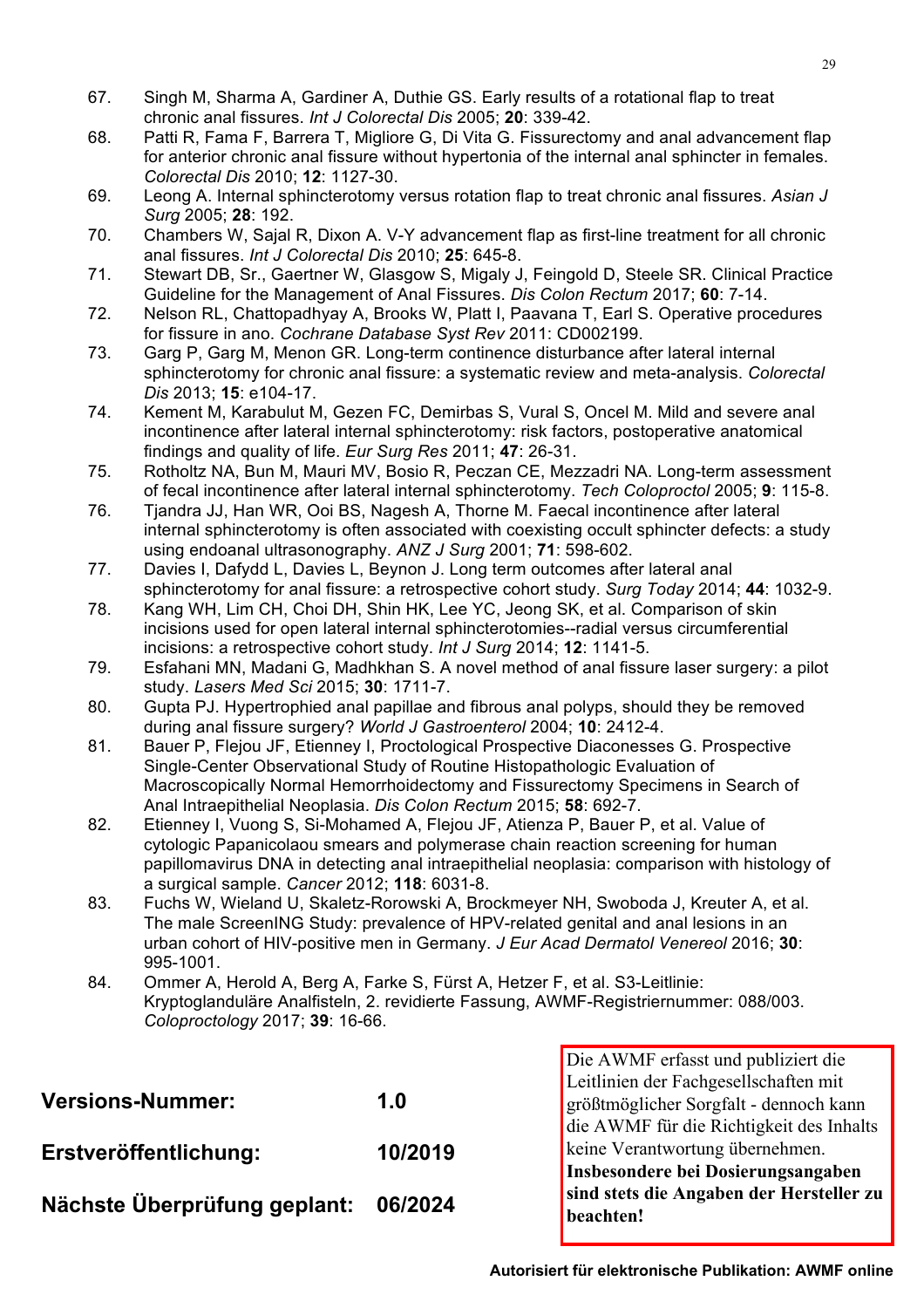67. Singh M, Sharma A, Gardiner A, Duthie GS. Early results of a rotational flap to treat chronic anal fissures. *Int J Colorectal Dis* 2005; **20**: 339-42.
68. Patti R, Fama F, Barrera T, Migliore G, Di Vita G. Fissurectomy and anal advancement flap for anterior chronic anal fissure without hypertonia of the internal anal sphincter in females. *Colorectal Dis* 2010; **12**: 1127-30.
69. Leong A. Internal sphincterotomy versus rotation flap to treat chronic anal fissures. *Asian J Surg* 2005; **28**: 192.
70. Chambers W, Sajal R, Dixon A. V-Y advancement flap as first-line treatment for all chronic anal fissures. *Int J Colorectal Dis* 2010; **25**: 645-8.
71. Stewart DB, Sr., Gaertner W, Glasgow S, Migaly J, Feingold D, Steele SR. Clinical Practice Guideline for the Management of Anal Fissures. *Dis Colon Rectum* 2017; **60**: 7-14.
72. Nelson RL, Chattopadhyay A, Brooks W, Platt I, Paavana T, Earl S. Operative procedures for fissure in ano. *Cochrane Database Syst Rev* 2011: CD002199.
73. Garg P, Garg M, Menon GR. Long-term continence disturbance after lateral internal sphincterotomy for chronic anal fissure: a systematic review and meta-analysis. *Colorectal Dis* 2013; **15**: e104-17.
74. Kement M, Karabulut M, Gezen FC, Demirbas S, Vural S, Oncel M. Mild and severe anal incontinence after lateral internal sphincterotomy: risk factors, postoperative anatomical findings and quality of life. *Eur Surg Res* 2011; **47**: 26-31.
75. Rotholtz NA, Bun M, Mauri MV, Bosio R, Peczan CE, Mezzadri NA. Long-term assessment of fecal incontinence after lateral internal sphincterotomy. *Tech Coloproctol* 2005; **9**: 115-8.
76. Tjandra JJ, Han WR, Ooi BS, Nagesh A, Thorne M. Faecal incontinence after lateral internal sphincterotomy is often associated with coexisting occult sphincter defects: a study using endoanal ultrasonography. *ANZ J Surg* 2001; **71**: 598-602.
77. Davies I, Dafydd L, Davies L, Beynon J. Long term outcomes after lateral anal sphincterotomy for anal fissure: a retrospective cohort study. *Surg Today* 2014; **44**: 1032-9.
78. Kang WH, Lim CH, Choi DH, Shin HK, Lee YC, Jeong SK, et al. Comparison of skin incisions used for open lateral internal sphincterotomies--radial versus circumferential incisions: a retrospective cohort study. *Int J Surg* 2014; **12**: 1141-5.
79. Esfahani MN, Madani G, Madhkhan S. A novel method of anal fissure laser surgery: a pilot study. *Lasers Med Sci* 2015; **30**: 1711-7.
80. Gupta PJ. Hypertrophied anal papillae and fibrous anal polyps, should they be removed during anal fissure surgery? *World J Gastroenterol* 2004; **10**: 2412-4.
81. Bauer P, Flejou JF, Etienney I, Proctological Prospective Diaconesses G. Prospective Single-Center Observational Study of Routine Histopathologic Evaluation of Macroscopically Normal Hemorrhoidectomy and Fissurectomy Specimens in Search of Anal Intraepithelial Neoplasia. *Dis Colon Rectum* 2015; **58**: 692-7.
82. Etienney I, Vuong S, Si-Mohamed A, Flejou JF, Atienza P, Bauer P, et al. Value of cytologic Papanicolaou smears and polymerase chain reaction screening for human papillomavirus DNA in detecting anal intraepithelial neoplasia: comparison with histology of a surgical sample. *Cancer* 2012; **118**: 6031-8.
83. Fuchs W, Wieland U, Skaletz-Rorowski A, Brockmeyer NH, Swoboda J, Kreuter A, et al. The male ScreenING Study: prevalence of HPV-related genital and anal lesions in an urban cohort of HIV-positive men in Germany. *J Eur Acad Dermatol Venereol* 2016; **30**: 995-1001.
84. Ommer A, Herold A, Berg A, Farke S, Fürst A, Hetzer F, et al. S3-Leitlinie: Kryptoglanduläre Analfisteln, 2. revidierte Fassung, AWMF-Registriernummer: 088/003. *Coloproctology* 2017; **39**: 16-66.

**Versions-Nummer:** **1.0**

**Erstveröffentlichung:** **10/2019**

**Nächste Überprüfung geplant:** **06/2024**

Die AWMF erfasst und publiziert die Leitlinien der Fachgesellschaften mit größtmöglicher Sorgfalt - dennoch kann die AWMF für die Richtigkeit des Inhalts keine Verantwortung übernehmen. **Insbesondere bei Dosierungsangaben sind stets die Angaben der Hersteller zu beachten!**

**Autorisiert für elektronische Publikation: AWMF online**